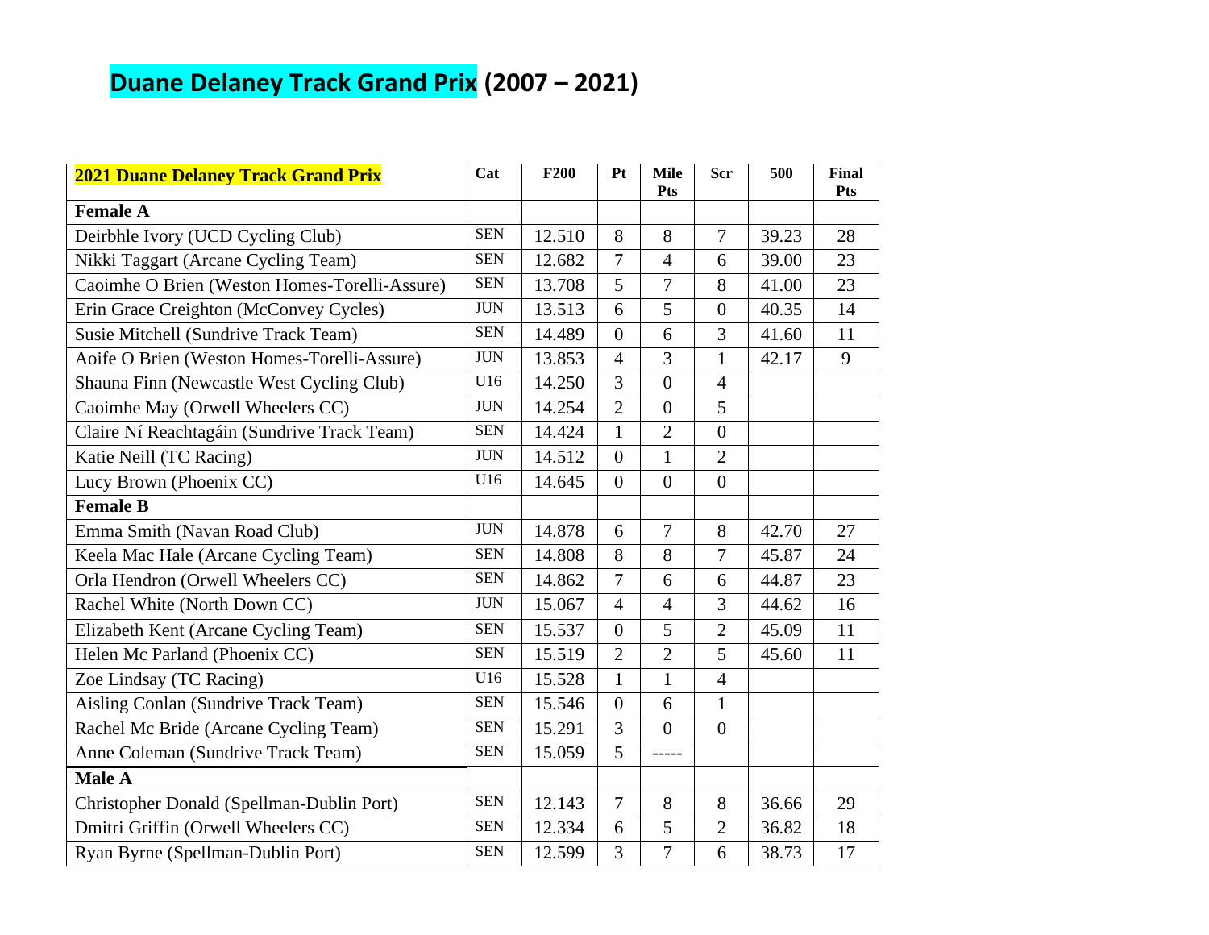# Duane Delaney Track Grand Prix (2007 – 2021)

| 2021 Duane Delaney Track Grand Prix | Cat | F200 | Pt | Mile Pts | Scr | 500 | Final Pts |
|---|---|---|---|---|---|---|---|
| **Female A** | | | | | | | |
| Deirbhle Ivory (UCD Cycling Club) | SEN | 12.510 | 8 | 8 | 7 | 39.23 | 28 |
| Nikki Taggart (Arcane Cycling Team) | SEN | 12.682 | 7 | 4 | 6 | 39.00 | 23 |
| Caoimhe O Brien (Weston Homes-Torelli-Assure) | SEN | 13.708 | 5 | 7 | 8 | 41.00 | 23 |
| Erin Grace Creighton (McConvey Cycles) | JUN | 13.513 | 6 | 5 | 0 | 40.35 | 14 |
| Susie Mitchell (Sundrive Track Team) | SEN | 14.489 | 0 | 6 | 3 | 41.60 | 11 |
| Aoife O Brien (Weston Homes-Torelli-Assure) | JUN | 13.853 | 4 | 3 | 1 | 42.17 | 9 |
| Shauna Finn (Newcastle West Cycling Club) | U16 | 14.250 | 3 | 0 | 4 | | |
| Caoimhe May (Orwell Wheelers CC) | JUN | 14.254 | 2 | 0 | 5 | | |
| Claire Ní Reachtagáin (Sundrive Track Team) | SEN | 14.424 | 1 | 2 | 0 | | |
| Katie Neill (TC Racing) | JUN | 14.512 | 0 | 1 | 2 | | |
| Lucy Brown (Phoenix CC) | U16 | 14.645 | 0 | 0 | 0 | | |
| **Female B** | | | | | | | |
| Emma Smith (Navan Road Club) | JUN | 14.878 | 6 | 7 | 8 | 42.70 | 27 |
| Keela Mac Hale (Arcane Cycling Team) | SEN | 14.808 | 8 | 8 | 7 | 45.87 | 24 |
| Orla Hendron (Orwell Wheelers CC) | SEN | 14.862 | 7 | 6 | 6 | 44.87 | 23 |
| Rachel White (North Down CC) | JUN | 15.067 | 4 | 4 | 3 | 44.62 | 16 |
| Elizabeth Kent (Arcane Cycling Team) | SEN | 15.537 | 0 | 5 | 2 | 45.09 | 11 |
| Helen Mc Parland (Phoenix CC) | SEN | 15.519 | 2 | 2 | 5 | 45.60 | 11 |
| Zoe Lindsay (TC Racing) | U16 | 15.528 | 1 | 1 | 4 | | |
| Aisling Conlan (Sundrive Track Team) | SEN | 15.546 | 0 | 6 | 1 | | |
| Rachel Mc Bride (Arcane Cycling Team) | SEN | 15.291 | 3 | 0 | 0 | | |
| Anne Coleman (Sundrive Track Team) | SEN | 15.059 | 5 | ----- | | | |
| **Male A** | | | | | | | |
| Christopher Donald (Spellman-Dublin Port) | SEN | 12.143 | 7 | 8 | 8 | 36.66 | 29 |
| Dmitri Griffin (Orwell Wheelers CC) | SEN | 12.334 | 6 | 5 | 2 | 36.82 | 18 |
| Ryan Byrne (Spellman-Dublin Port) | SEN | 12.599 | 3 | 7 | 6 | 38.73 | 17 |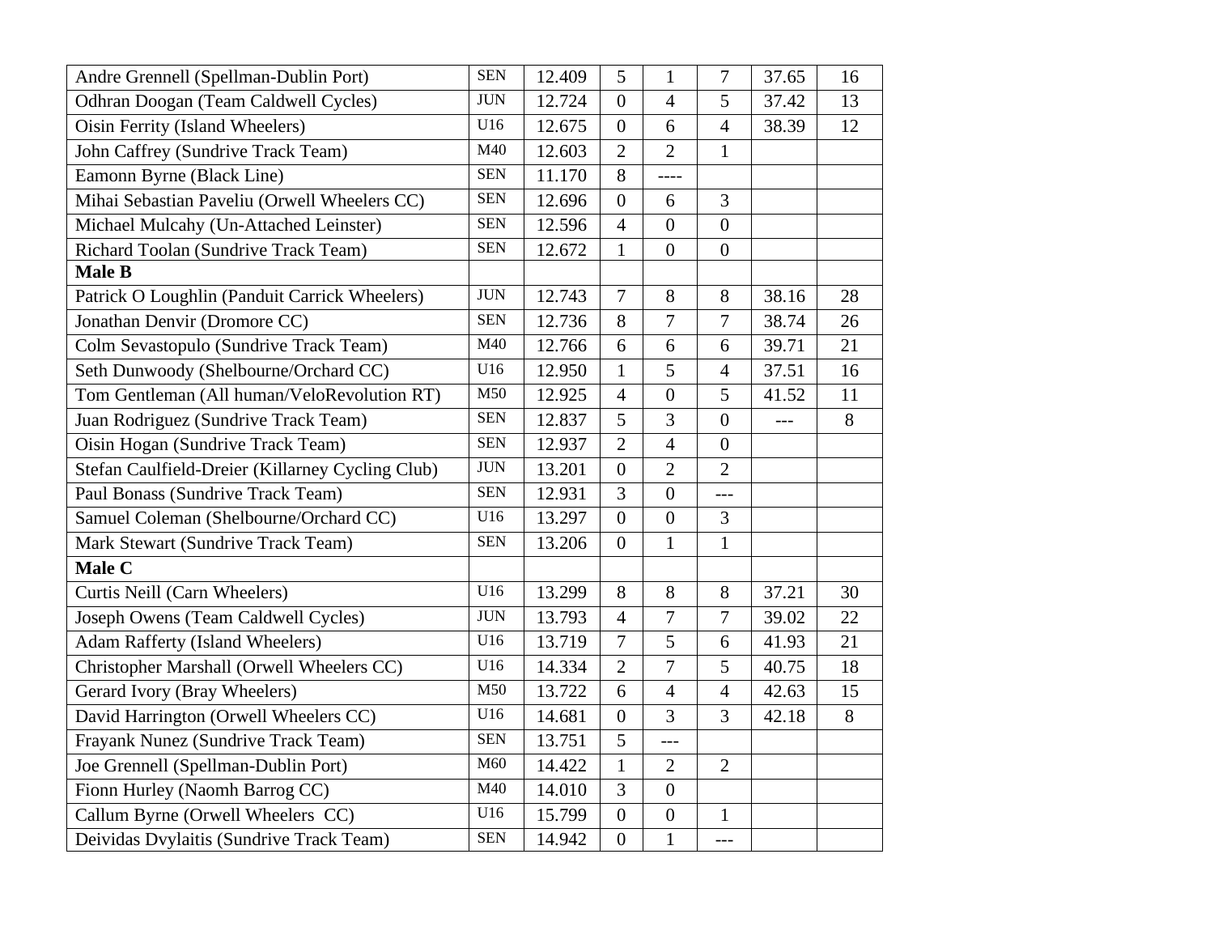| | | | | | | | |
|---|---|---|---|---|---|---|---|
| Andre Grennell (Spellman-Dublin Port) | SEN | 12.409 | 5 | 1 | 7 | 37.65 | 16 |
| Odhran Doogan (Team Caldwell Cycles) | JUN | 12.724 | 0 | 4 | 5 | 37.42 | 13 |
| Oisin Ferrity (Island Wheelers) | U16 | 12.675 | 0 | 6 | 4 | 38.39 | 12 |
| John Caffrey (Sundrive Track Team) | M40 | 12.603 | 2 | 2 | 1 | | |
| Eamonn Byrne (Black Line) | SEN | 11.170 | 8 | ---- | | | |
| Mihai Sebastian Paveliu (Orwell Wheelers CC) | SEN | 12.696 | 0 | 6 | 3 | | |
| Michael Mulcahy (Un-Attached Leinster) | SEN | 12.596 | 4 | 0 | 0 | | |
| Richard Toolan (Sundrive Track Team) | SEN | 12.672 | 1 | 0 | 0 | | |
| **Male B** | | | | | | | |
| Patrick O Loughlin (Panduit Carrick Wheelers) | JUN | 12.743 | 7 | 8 | 8 | 38.16 | 28 |
| Jonathan Denvir (Dromore CC) | SEN | 12.736 | 8 | 7 | 7 | 38.74 | 26 |
| Colm Sevastopulo (Sundrive Track Team) | M40 | 12.766 | 6 | 6 | 6 | 39.71 | 21 |
| Seth Dunwoody (Shelbourne/Orchard CC) | U16 | 12.950 | 1 | 5 | 4 | 37.51 | 16 |
| Tom Gentleman (All human/VeloRevolution RT) | M50 | 12.925 | 4 | 0 | 5 | 41.52 | 11 |
| Juan Rodriguez (Sundrive Track Team) | SEN | 12.837 | 5 | 3 | 0 | --- | 8 |
| Oisin Hogan (Sundrive Track Team) | SEN | 12.937 | 2 | 4 | 0 | | |
| Stefan Caulfield-Dreier (Killarney Cycling Club) | JUN | 13.201 | 0 | 2 | 2 | | |
| Paul Bonass (Sundrive Track Team) | SEN | 12.931 | 3 | 0 | --- | | |
| Samuel Coleman (Shelbourne/Orchard CC) | U16 | 13.297 | 0 | 0 | 3 | | |
| Mark Stewart (Sundrive Track Team) | SEN | 13.206 | 0 | 1 | 1 | | |
| **Male C** | | | | | | | |
| Curtis Neill (Carn Wheelers) | U16 | 13.299 | 8 | 8 | 8 | 37.21 | 30 |
| Joseph Owens (Team Caldwell Cycles) | JUN | 13.793 | 4 | 7 | 7 | 39.02 | 22 |
| Adam Rafferty (Island Wheelers) | U16 | 13.719 | 7 | 5 | 6 | 41.93 | 21 |
| Christopher Marshall (Orwell Wheelers CC) | U16 | 14.334 | 2 | 7 | 5 | 40.75 | 18 |
| Gerard Ivory (Bray Wheelers) | M50 | 13.722 | 6 | 4 | 4 | 42.63 | 15 |
| David Harrington (Orwell Wheelers CC) | U16 | 14.681 | 0 | 3 | 3 | 42.18 | 8 |
| Frayank Nunez (Sundrive Track Team) | SEN | 13.751 | 5 | --- | | | |
| Joe Grennell (Spellman-Dublin Port) | M60 | 14.422 | 1 | 2 | 2 | | |
| Fionn Hurley (Naomh Barrog CC) | M40 | 14.010 | 3 | 0 | | | |
| Callum Byrne (Orwell Wheelers CC) | U16 | 15.799 | 0 | 0 | 1 | | |
| Deividas Dvylaitis (Sundrive Track Team) | SEN | 14.942 | 0 | 1 | --- | | |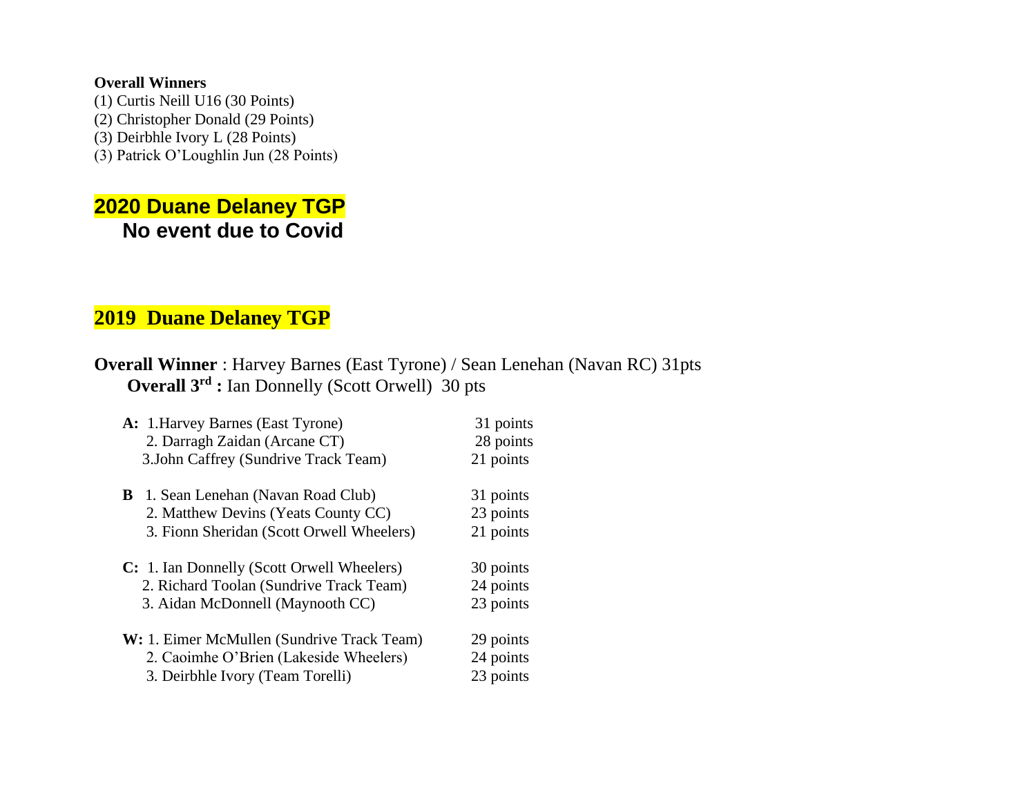**Overall Winners**

(1) Curtis Neill U16 (30 Points)
(2) Christopher Donald (29 Points)
(3) Deirbhle Ivory L (28 Points)
(3) Patrick O'Loughlin Jun (28 Points)

## 2020 Duane Delaney TGP

**No event due to Covid**

## 2019 Duane Delaney TGP

**Overall Winner** : Harvey Barnes (East Tyrone) / Sean Lenehan (Navan RC) 31pts

**Overall 3rd :** Ian Donnelly (Scott Orwell) 30 pts

| | | |
|---|---|---|
| **A:** | 1.Harvey Barnes (East Tyrone) | 31 points |
| | 2. Darragh Zaidan (Arcane CT) | 28 points |
| | 3.John Caffrey (Sundrive Track Team) | 21 points |
| **B** | 1. Sean Lenehan (Navan Road Club) | 31 points |
| | 2. Matthew Devins (Yeats County CC) | 23 points |
| | 3. Fionn Sheridan (Scott Orwell Wheelers) | 21 points |
| **C:** | 1. Ian Donnelly (Scott Orwell Wheelers) | 30 points |
| | 2. Richard Toolan (Sundrive Track Team) | 24 points |
| | 3. Aidan McDonnell (Maynooth CC) | 23 points |
| **W:** | 1. Eimer McMullen (Sundrive Track Team) | 29 points |
| | 2. Caoimhe O'Brien (Lakeside Wheelers) | 24 points |
| | 3. Deirbhle Ivory (Team Torelli) | 23 points |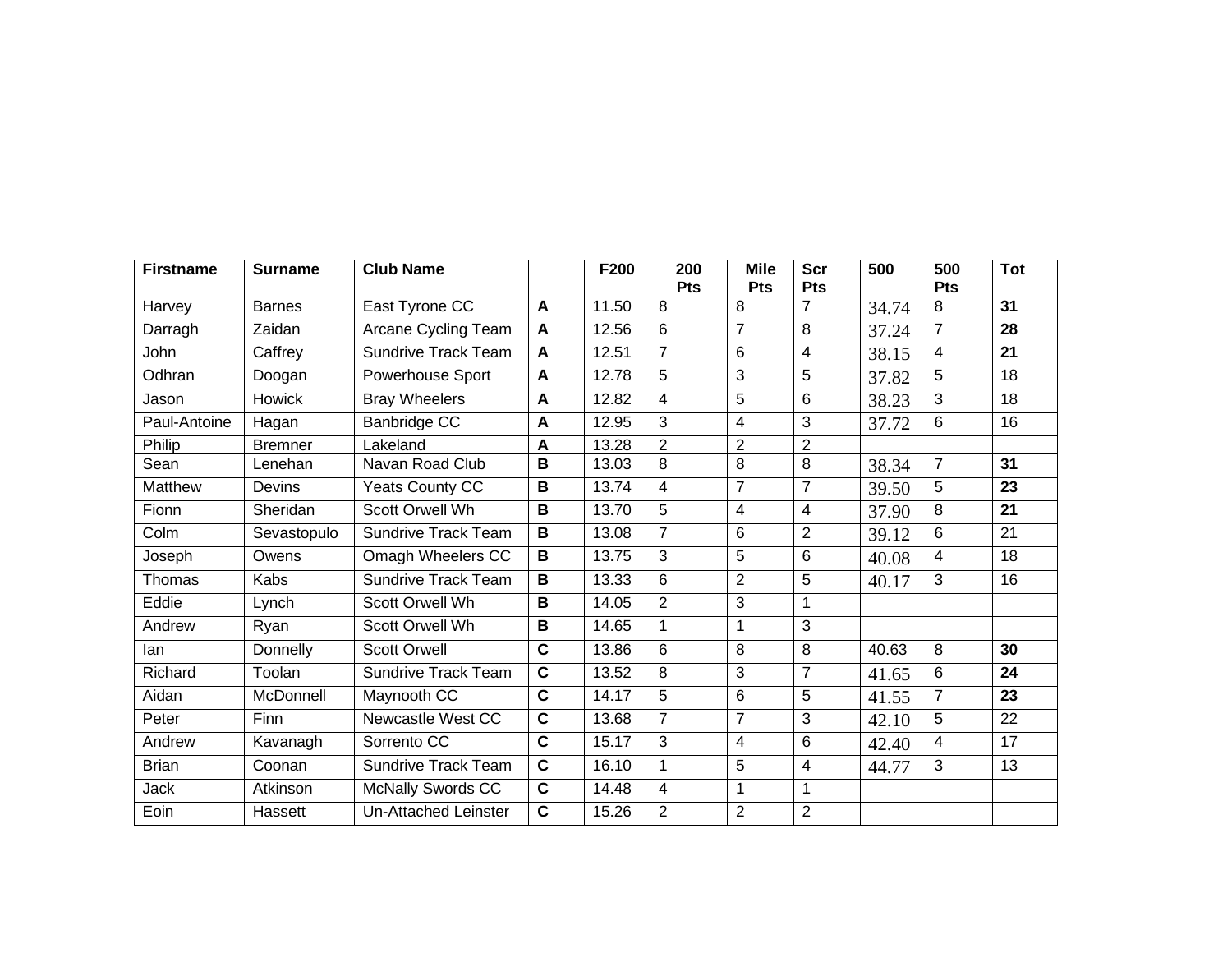| **Firstname** | **Surname** | **Club Name** | | **F200** | **200 Pts** | **Mile Pts** | **Scr Pts** | **500** | **500 Pts** | **Tot** |
|---|---|---|---|---|---|---|---|---|---|---|
| Harvey | Barnes | East Tyrone CC | **A** | 11.50 | 8 | 8 | 7 | 34.74 | 8 | **31** |
| Darragh | Zaidan | Arcane Cycling Team | **A** | 12.56 | 6 | 7 | 8 | 37.24 | 7 | **28** |
| John | Caffrey | Sundrive Track Team | **A** | 12.51 | 7 | 6 | 4 | 38.15 | 4 | **21** |
| Odhran | Doogan | Powerhouse Sport | **A** | 12.78 | 5 | 3 | 5 | 37.82 | 5 | 18 |
| Jason | Howick | Bray Wheelers | **A** | 12.82 | 4 | 5 | 6 | 38.23 | 3 | 18 |
| Paul-Antoine | Hagan | Banbridge CC | **A** | 12.95 | 3 | 4 | 3 | 37.72 | 6 | 16 |
| Philip | Bremner | Lakeland | **A** | 13.28 | 2 | 2 | 2 | | | |
| Sean | Lenehan | Navan Road Club | **B** | 13.03 | 8 | 8 | 8 | 38.34 | 7 | **31** |
| Matthew | Devins | Yeats County CC | **B** | 13.74 | 4 | 7 | 7 | 39.50 | 5 | **23** |
| Fionn | Sheridan | Scott Orwell Wh | **B** | 13.70 | 5 | 4 | 4 | 37.90 | 8 | **21** |
| Colm | Sevastopulo | Sundrive Track Team | **B** | 13.08 | 7 | 6 | 2 | 39.12 | 6 | 21 |
| Joseph | Owens | Omagh Wheelers CC | **B** | 13.75 | 3 | 5 | 6 | 40.08 | 4 | 18 |
| Thomas | Kabs | Sundrive Track Team | **B** | 13.33 | 6 | 2 | 5 | 40.17 | 3 | 16 |
| Eddie | Lynch | Scott Orwell Wh | **B** | 14.05 | 2 | 3 | 1 | | | |
| Andrew | Ryan | Scott Orwell Wh | **B** | 14.65 | 1 | 1 | 3 | | | |
| Ian | Donnelly | Scott Orwell | **C** | 13.86 | 6 | 8 | 8 | 40.63 | 8 | **30** |
| Richard | Toolan | Sundrive Track Team | **C** | 13.52 | 8 | 3 | 7 | 41.65 | 6 | **24** |
| Aidan | McDonnell | Maynooth CC | **C** | 14.17 | 5 | 6 | 5 | 41.55 | 7 | **23** |
| Peter | Finn | Newcastle West CC | **C** | 13.68 | 7 | 7 | 3 | 42.10 | 5 | 22 |
| Andrew | Kavanagh | Sorrento CC | **C** | 15.17 | 3 | 4 | 6 | 42.40 | 4 | 17 |
| Brian | Coonan | Sundrive Track Team | **C** | 16.10 | 1 | 5 | 4 | 44.77 | 3 | 13 |
| Jack | Atkinson | McNally Swords CC | **C** | 14.48 | 4 | 1 | 1 | | | |
| Eoin | Hassett | Un-Attached Leinster | **C** | 15.26 | 2 | 2 | 2 | | | |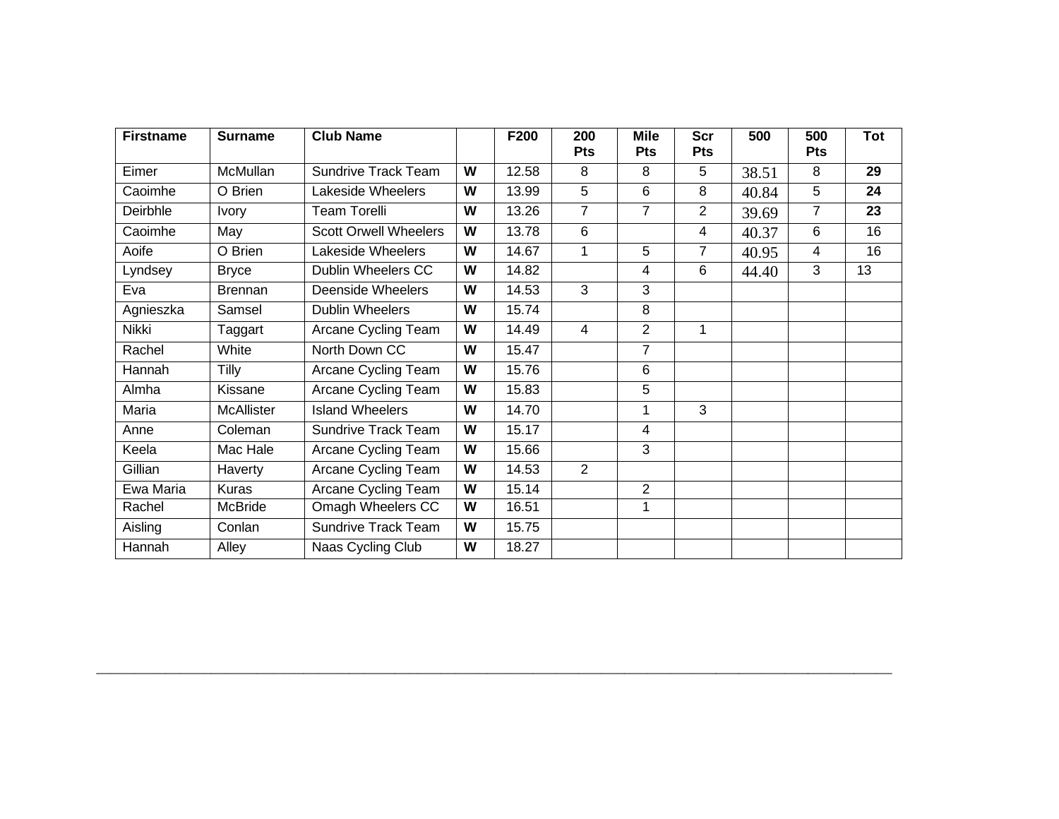| Firstname | Surname | Club Name | | F200 | 200 Pts | Mile Pts | Scr Pts | 500 | 500 Pts | Tot |
|---|---|---|---|---|---|---|---|---|---|---|
| Eimer | McMullan | Sundrive Track Team | **W** | 12.58 | 8 | 8 | 5 | 38.51 | 8 | **29** |
| Caoimhe | O Brien | Lakeside Wheelers | **W** | 13.99 | 5 | 6 | 8 | 40.84 | 5 | **24** |
| Deirbhle | Ivory | Team Torelli | **W** | 13.26 | 7 | 7 | 2 | 39.69 | 7 | **23** |
| Caoimhe | May | Scott Orwell Wheelers | **W** | 13.78 | 6 | | 4 | 40.37 | 6 | 16 |
| Aoife | O Brien | Lakeside Wheelers | **W** | 14.67 | 1 | 5 | 7 | 40.95 | 4 | 16 |
| Lyndsey | Bryce | Dublin Wheelers CC | **W** | 14.82 | | 4 | 6 | 44.40 | 3 | 13 |
| Eva | Brennan | Deenside Wheelers | **W** | 14.53 | 3 | 3 | | | | |
| Agnieszka | Samsel | Dublin Wheelers | **W** | 15.74 | | 8 | | | | |
| Nikki | Taggart | Arcane Cycling Team | **W** | 14.49 | 4 | 2 | 1 | | | |
| Rachel | White | North Down CC | **W** | 15.47 | | 7 | | | | |
| Hannah | Tilly | Arcane Cycling Team | **W** | 15.76 | | 6 | | | | |
| Almha | Kissane | Arcane Cycling Team | **W** | 15.83 | | 5 | | | | |
| Maria | McAllister | Island Wheelers | **W** | 14.70 | | 1 | 3 | | | |
| Anne | Coleman | Sundrive Track Team | **W** | 15.17 | | 4 | | | | |
| Keela | Mac Hale | Arcane Cycling Team | **W** | 15.66 | | 3 | | | | |
| Gillian | Haverty | Arcane Cycling Team | **W** | 14.53 | 2 | | | | | |
| Ewa Maria | Kuras | Arcane Cycling Team | **W** | 15.14 | | 2 | | | | |
| Rachel | McBride | Omagh Wheelers CC | **W** | 16.51 | | 1 | | | | |
| Aisling | Conlan | Sundrive Track Team | **W** | 15.75 | | | | | | |
| Hannah | Alley | Naas Cycling Club | **W** | 18.27 | | | | | | |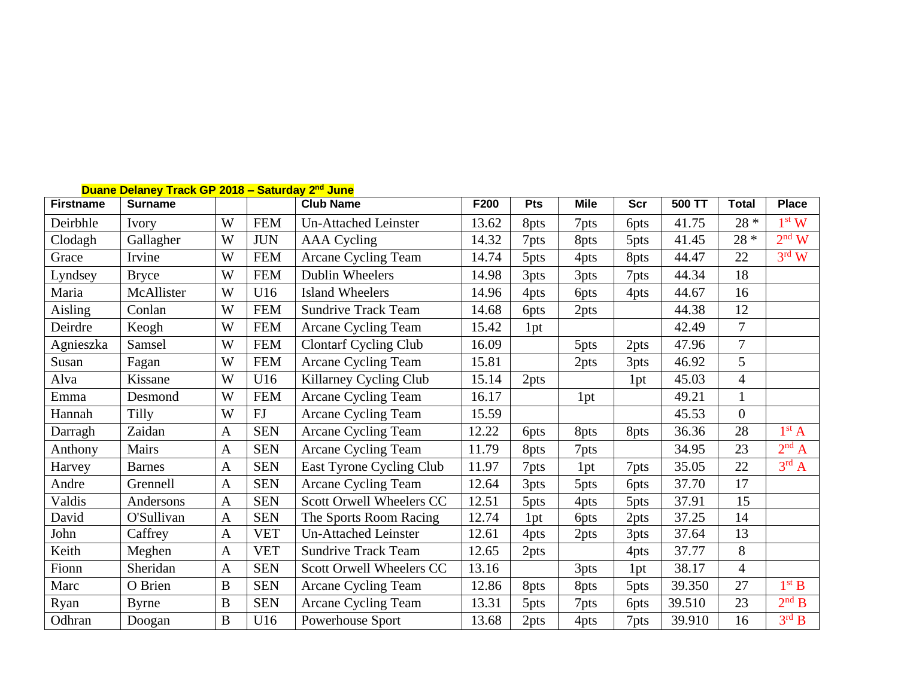**Duane Delaney Track GP 2018 – Saturday 2nd June**

| Firstname | Surname | | | Club Name | F200 | Pts | Mile | Scr | 500 TT | Total | Place |
|---|---|---|---|---|---|---|---|---|---|---|---|
| Deirbhle | Ivory | W | FEM | Un-Attached Leinster | 13.62 | 8pts | 7pts | 6pts | 41.75 | 28 * | 1st W |
| Clodagh | Gallagher | W | JUN | AAA Cycling | 14.32 | 7pts | 8pts | 5pts | 41.45 | 28 * | 2nd W |
| Grace | Irvine | W | FEM | Arcane Cycling Team | 14.74 | 5pts | 4pts | 8pts | 44.47 | 22 | 3rd W |
| Lyndsey | Bryce | W | FEM | Dublin Wheelers | 14.98 | 3pts | 3pts | 7pts | 44.34 | 18 | |
| Maria | McAllister | W | U16 | Island Wheelers | 14.96 | 4pts | 6pts | 4pts | 44.67 | 16 | |
| Aisling | Conlan | W | FEM | Sundrive Track Team | 14.68 | 6pts | 2pts | | 44.38 | 12 | |
| Deirdre | Keogh | W | FEM | Arcane Cycling Team | 15.42 | 1pt | | | 42.49 | 7 | |
| Agnieszka | Samsel | W | FEM | Clontarf Cycling Club | 16.09 | | 5pts | 2pts | 47.96 | 7 | |
| Susan | Fagan | W | FEM | Arcane Cycling Team | 15.81 | | 2pts | 3pts | 46.92 | 5 | |
| Alva | Kissane | W | U16 | Killarney Cycling Club | 15.14 | 2pts | | 1pt | 45.03 | 4 | |
| Emma | Desmond | W | FEM | Arcane Cycling Team | 16.17 | | 1pt | | 49.21 | 1 | |
| Hannah | Tilly | W | FJ | Arcane Cycling Team | 15.59 | | | | 45.53 | 0 | |
| Darragh | Zaidan | A | SEN | Arcane Cycling Team | 12.22 | 6pts | 8pts | 8pts | 36.36 | 28 | 1st A |
| Anthony | Mairs | A | SEN | Arcane Cycling Team | 11.79 | 8pts | 7pts | | 34.95 | 23 | 2nd A |
| Harvey | Barnes | A | SEN | East Tyrone Cycling Club | 11.97 | 7pts | 1pt | 7pts | 35.05 | 22 | 3rd A |
| Andre | Grennell | A | SEN | Arcane Cycling Team | 12.64 | 3pts | 5pts | 6pts | 37.70 | 17 | |
| Valdis | Andersons | A | SEN | Scott Orwell Wheelers CC | 12.51 | 5pts | 4pts | 5pts | 37.91 | 15 | |
| David | O'Sullivan | A | SEN | The Sports Room Racing | 12.74 | 1pt | 6pts | 2pts | 37.25 | 14 | |
| John | Caffrey | A | VET | Un-Attached Leinster | 12.61 | 4pts | 2pts | 3pts | 37.64 | 13 | |
| Keith | Meghen | A | VET | Sundrive Track Team | 12.65 | 2pts | | 4pts | 37.77 | 8 | |
| Fionn | Sheridan | A | SEN | Scott Orwell Wheelers CC | 13.16 | | 3pts | 1pt | 38.17 | 4 | |
| Marc | O Brien | B | SEN | Arcane Cycling Team | 12.86 | 8pts | 8pts | 5pts | 39.350 | 27 | 1st B |
| Ryan | Byrne | B | SEN | Arcane Cycling Team | 13.31 | 5pts | 7pts | 6pts | 39.510 | 23 | 2nd B |
| Odhran | Doogan | B | U16 | Powerhouse Sport | 13.68 | 2pts | 4pts | 7pts | 39.910 | 16 | 3rd B |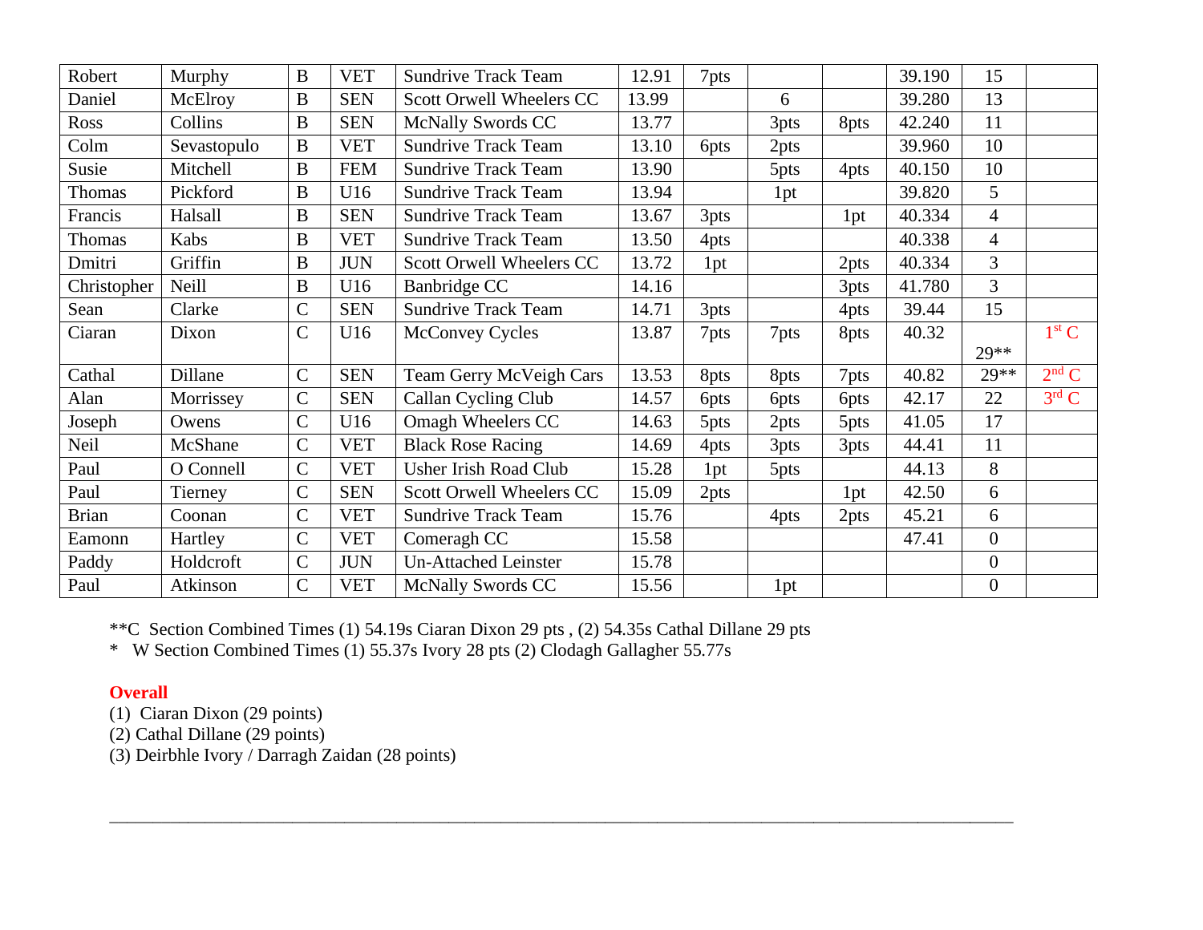| | | | | | | | | | | | |
|---|---|---|---|---|---|---|---|---|---|---|---|
| Robert | Murphy | B | VET | Sundrive Track Team | 12.91 | 7pts | | | 39.190 | 15 | |
| Daniel | McElroy | B | SEN | Scott Orwell Wheelers CC | 13.99 | | 6 | | 39.280 | 13 | |
| Ross | Collins | B | SEN | McNally Swords CC | 13.77 | | 3pts | 8pts | 42.240 | 11 | |
| Colm | Sevastopulo | B | VET | Sundrive Track Team | 13.10 | 6pts | 2pts | | 39.960 | 10 | |
| Susie | Mitchell | B | FEM | Sundrive Track Team | 13.90 | | 5pts | 4pts | 40.150 | 10 | |
| Thomas | Pickford | B | U16 | Sundrive Track Team | 13.94 | | 1pt | | 39.820 | 5 | |
| Francis | Halsall | B | SEN | Sundrive Track Team | 13.67 | 3pts | | 1pt | 40.334 | 4 | |
| Thomas | Kabs | B | VET | Sundrive Track Team | 13.50 | 4pts | | | 40.338 | 4 | |
| Dmitri | Griffin | B | JUN | Scott Orwell Wheelers CC | 13.72 | 1pt | | 2pts | 40.334 | 3 | |
| Christopher | Neill | B | U16 | Banbridge CC | 14.16 | | | 3pts | 41.780 | 3 | |
| Sean | Clarke | C | SEN | Sundrive Track Team | 14.71 | 3pts | | 4pts | 39.44 | 15 | |
| Ciaran | Dixon | C | U16 | McConvey Cycles | 13.87 | 7pts | 7pts | 8pts | 40.32 | 29** | 1st C |
| Cathal | Dillane | C | SEN | Team Gerry McVeigh Cars | 13.53 | 8pts | 8pts | 7pts | 40.82 | 29** | 2nd C |
| Alan | Morrissey | C | SEN | Callan Cycling Club | 14.57 | 6pts | 6pts | 6pts | 42.17 | 22 | 3rd C |
| Joseph | Owens | C | U16 | Omagh Wheelers CC | 14.63 | 5pts | 2pts | 5pts | 41.05 | 17 | |
| Neil | McShane | C | VET | Black Rose Racing | 14.69 | 4pts | 3pts | 3pts | 44.41 | 11 | |
| Paul | O Connell | C | VET | Usher Irish Road Club | 15.28 | 1pt | 5pts | | 44.13 | 8 | |
| Paul | Tierney | C | SEN | Scott Orwell Wheelers CC | 15.09 | 2pts | | 1pt | 42.50 | 6 | |
| Brian | Coonan | C | VET | Sundrive Track Team | 15.76 | | 4pts | 2pts | 45.21 | 6 | |
| Eamonn | Hartley | C | VET | Comeragh CC | 15.58 | | | | 47.41 | 0 | |
| Paddy | Holdcroft | C | JUN | Un-Attached Leinster | 15.78 | | | | | 0 | |
| Paul | Atkinson | C | VET | McNally Swords CC | 15.56 | | 1pt | | | 0 | |

**C Section Combined Times (1) 54.19s Ciaran Dixon 29 pts , (2) 54.35s Cathal Dillane 29 pts
* W Section Combined Times (1) 55.37s Ivory 28 pts (2) Clodagh Gallagher 55.77s

**Overall**

(1) Ciaran Dixon (29 points)
(2) Cathal Dillane (29 points)
(3) Deirbhle Ivory / Darragh Zaidan (28 points)

---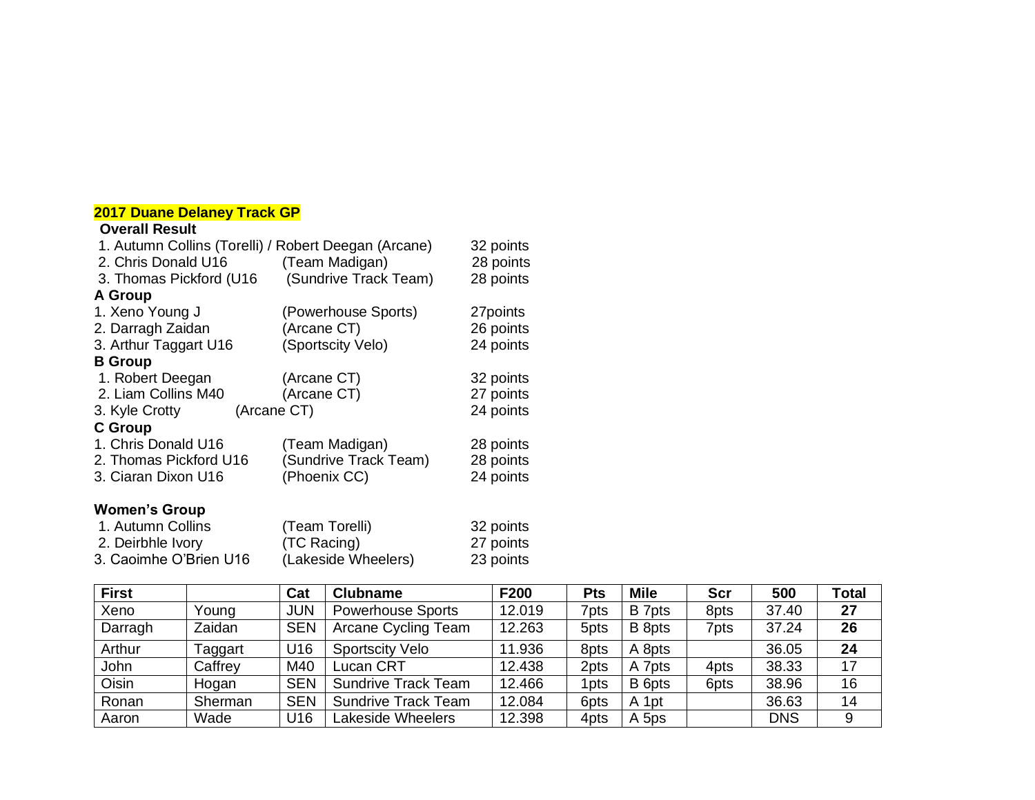**2017 Duane Delaney Track GP**

**Overall Result**

1. Autumn Collins (Torelli) / Robert Deegan (Arcane) 32 points
2. Chris Donald U16 (Team Madigan) 28 points
3. Thomas Pickford (U16 (Sundrive Track Team) 28 points

**A Group**

1. Xeno Young J (Powerhouse Sports) 27points
2. Darragh Zaidan (Arcane CT) 26 points
3. Arthur Taggart U16 (Sportscity Velo) 24 points

**B Group**

1. Robert Deegan (Arcane CT) 32 points
2. Liam Collins M40 (Arcane CT) 27 points
3. Kyle Crotty (Arcane CT) 24 points

**C Group**

1. Chris Donald U16 (Team Madigan) 28 points
2. Thomas Pickford U16 (Sundrive Track Team) 28 points
3. Ciaran Dixon U16 (Phoenix CC) 24 points

**Women's Group**

1. Autumn Collins (Team Torelli) 32 points
2. Deirbhle Ivory (TC Racing) 27 points
3. Caoimhe O'Brien U16 (Lakeside Wheelers) 23 points

| First | | Cat | Clubname | F200 | Pts | Mile | Scr | 500 | Total |
|---|---|---|---|---|---|---|---|---|---|
| Xeno | Young | JUN | Powerhouse Sports | 12.019 | 7pts | B 7pts | 8pts | 37.40 | **27** |
| Darragh | Zaidan | SEN | Arcane Cycling Team | 12.263 | 5pts | B 8pts | 7pts | 37.24 | **26** |
| Arthur | Taggart | U16 | Sportscity Velo | 11.936 | 8pts | A 8pts | | 36.05 | **24** |
| John | Caffrey | M40 | Lucan CRT | 12.438 | 2pts | A 7pts | 4pts | 38.33 | 17 |
| Oisin | Hogan | SEN | Sundrive Track Team | 12.466 | 1pts | B 6pts | 6pts | 38.96 | 16 |
| Ronan | Sherman | SEN | Sundrive Track Team | 12.084 | 6pts | A 1pt | | 36.63 | 14 |
| Aaron | Wade | U16 | Lakeside Wheelers | 12.398 | 4pts | A 5ps | | DNS | 9 |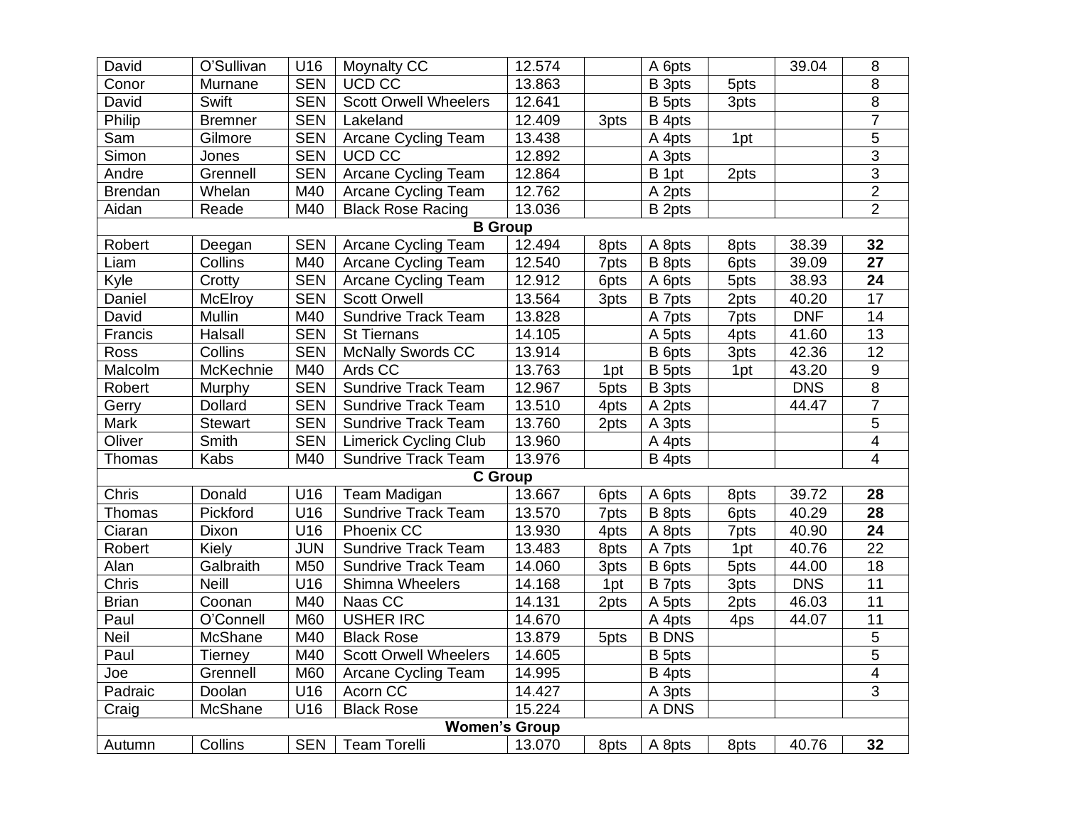| | | | | | | | | | |
|---|---|---|---|---|---|---|---|---|---|
| David | O'Sullivan | U16 | Moynalty CC | 12.574 | | A 6pts | | 39.04 | 8 |
| Conor | Murnane | SEN | UCD CC | 13.863 | | B 3pts | 5pts | | 8 |
| David | Swift | SEN | Scott Orwell Wheelers | 12.641 | | B 5pts | 3pts | | 8 |
| Philip | Bremner | SEN | Lakeland | 12.409 | 3pts | B 4pts | | | 7 |
| Sam | Gilmore | SEN | Arcane Cycling Team | 13.438 | | A 4pts | 1pt | | 5 |
| Simon | Jones | SEN | UCD CC | 12.892 | | A 3pts | | | 3 |
| Andre | Grennell | SEN | Arcane Cycling Team | 12.864 | | B 1pt | 2pts | | 3 |
| Brendan | Whelan | M40 | Arcane Cycling Team | 12.762 | | A 2pts | | | 2 |
| Aidan | Reade | M40 | Black Rose Racing | 13.036 | | B 2pts | | | 2 |
| **B Group** | | | | | | | | | |
| Robert | Deegan | SEN | Arcane Cycling Team | 12.494 | 8pts | A 8pts | 8pts | 38.39 | **32** |
| Liam | Collins | M40 | Arcane Cycling Team | 12.540 | 7pts | B 8pts | 6pts | 39.09 | **27** |
| Kyle | Crotty | SEN | Arcane Cycling Team | 12.912 | 6pts | A 6pts | 5pts | 38.93 | **24** |
| Daniel | McElroy | SEN | Scott Orwell | 13.564 | 3pts | B 7pts | 2pts | 40.20 | 17 |
| David | Mullin | M40 | Sundrive Track Team | 13.828 | | A 7pts | 7pts | DNF | 14 |
| Francis | Halsall | SEN | St Tiernans | 14.105 | | A 5pts | 4pts | 41.60 | 13 |
| Ross | Collins | SEN | McNally Swords CC | 13.914 | | B 6pts | 3pts | 42.36 | 12 |
| Malcolm | McKechnie | M40 | Ards CC | 13.763 | 1pt | B 5pts | 1pt | 43.20 | 9 |
| Robert | Murphy | SEN | Sundrive Track Team | 12.967 | 5pts | B 3pts | | DNS | 8 |
| Gerry | Dollard | SEN | Sundrive Track Team | 13.510 | 4pts | A 2pts | | 44.47 | 7 |
| Mark | Stewart | SEN | Sundrive Track Team | 13.760 | 2pts | A 3pts | | | 5 |
| Oliver | Smith | SEN | Limerick Cycling Club | 13.960 | | A 4pts | | | 4 |
| Thomas | Kabs | M40 | Sundrive Track Team | 13.976 | | B 4pts | | | 4 |
| **C Group** | | | | | | | | | |
| Chris | Donald | U16 | Team Madigan | 13.667 | 6pts | A 6pts | 8pts | 39.72 | **28** |
| Thomas | Pickford | U16 | Sundrive Track Team | 13.570 | 7pts | B 8pts | 6pts | 40.29 | **28** |
| Ciaran | Dixon | U16 | Phoenix CC | 13.930 | 4pts | A 8pts | 7pts | 40.90 | **24** |
| Robert | Kiely | JUN | Sundrive Track Team | 13.483 | 8pts | A 7pts | 1pt | 40.76 | 22 |
| Alan | Galbraith | M50 | Sundrive Track Team | 14.060 | 3pts | B 6pts | 5pts | 44.00 | 18 |
| Chris | Neill | U16 | Shimna Wheelers | 14.168 | 1pt | B 7pts | 3pts | DNS | 11 |
| Brian | Coonan | M40 | Naas CC | 14.131 | 2pts | A 5pts | 2pts | 46.03 | 11 |
| Paul | O'Connell | M60 | USHER IRC | 14.670 | | A 4pts | 4ps | 44.07 | 11 |
| Neil | McShane | M40 | Black Rose | 13.879 | 5pts | B DNS | | | 5 |
| Paul | Tierney | M40 | Scott Orwell Wheelers | 14.605 | | B 5pts | | | 5 |
| Joe | Grennell | M60 | Arcane Cycling Team | 14.995 | | B 4pts | | | 4 |
| Padraic | Doolan | U16 | Acorn CC | 14.427 | | A 3pts | | | 3 |
| Craig | McShane | U16 | Black Rose | 15.224 | | A DNS | | | |
| **Women's Group** | | | | | | | | | |
| Autumn | Collins | SEN | Team Torelli | 13.070 | 8pts | A 8pts | 8pts | 40.76 | **32** |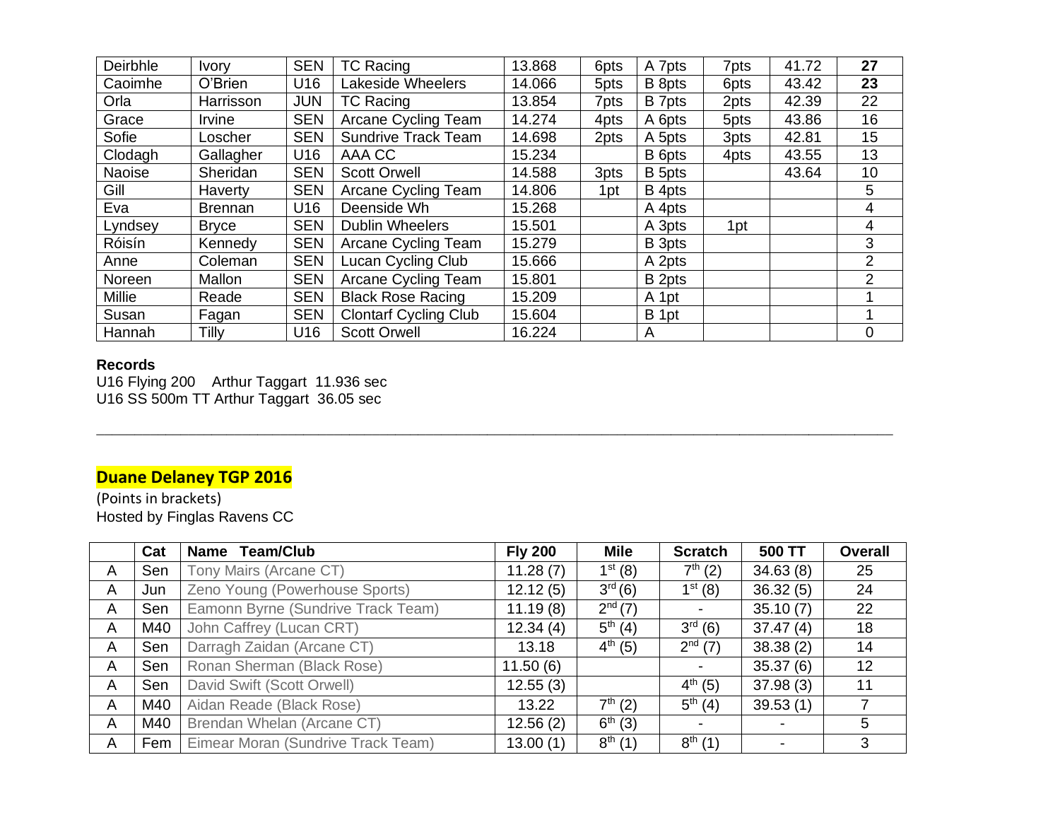| Deirbhle | Ivory | SEN | TC Racing | 13.868 | 6pts | A 7pts | 7pts | 41.72 | **27** |
|---|---|---|---|---|---|---|---|---|---|
| Caoimhe | O'Brien | U16 | Lakeside Wheelers | 14.066 | 5pts | B 8pts | 6pts | 43.42 | **23** |
| Orla | Harrisson | JUN | TC Racing | 13.854 | 7pts | B 7pts | 2pts | 42.39 | 22 |
| Grace | Irvine | SEN | Arcane Cycling Team | 14.274 | 4pts | A 6pts | 5pts | 43.86 | 16 |
| Sofie | Loscher | SEN | Sundrive Track Team | 14.698 | 2pts | A 5pts | 3pts | 42.81 | 15 |
| Clodagh | Gallagher | U16 | AAA CC | 15.234 | | B 6pts | 4pts | 43.55 | 13 |
| Naoise | Sheridan | SEN | Scott Orwell | 14.588 | 3pts | B 5pts | | 43.64 | 10 |
| Gill | Haverty | SEN | Arcane Cycling Team | 14.806 | 1pt | B 4pts | | | 5 |
| Eva | Brennan | U16 | Deenside Wh | 15.268 | | A 4pts | | | 4 |
| Lyndsey | Bryce | SEN | Dublin Wheelers | 15.501 | | A 3pts | 1pt | | 4 |
| Róisín | Kennedy | SEN | Arcane Cycling Team | 15.279 | | B 3pts | | | 3 |
| Anne | Coleman | SEN | Lucan Cycling Club | 15.666 | | A 2pts | | | 2 |
| Noreen | Mallon | SEN | Arcane Cycling Team | 15.801 | | B 2pts | | | 2 |
| Millie | Reade | SEN | Black Rose Racing | 15.209 | | A 1pt | | | 1 |
| Susan | Fagan | SEN | Clontarf Cycling Club | 15.604 | | B 1pt | | | 1 |
| Hannah | Tilly | U16 | Scott Orwell | 16.224 | | A | | | 0 |

**Records**
U16 Flying 200 Arthur Taggart 11.936 sec
U16 SS 500m TT Arthur Taggart 36.05 sec

---

## Duane Delaney TGP 2016

(Points in brackets)
Hosted by Finglas Ravens CC

| | Cat | Name Team/Club | Fly 200 | Mile | Scratch | 500 TT | Overall |
|---|---|---|---|---|---|---|---|
| A | Sen | Tony Mairs (Arcane CT) | 11.28 (7) | 1st (8) | 7th (2) | 34.63 (8) | 25 |
| A | Jun | Zeno Young (Powerhouse Sports) | 12.12 (5) | 3rd (6) | 1st (8) | 36.32 (5) | 24 |
| A | Sen | Eamonn Byrne (Sundrive Track Team) | 11.19 (8) | 2nd (7) | - | 35.10 (7) | 22 |
| A | M40 | John Caffrey (Lucan CRT) | 12.34 (4) | 5th (4) | 3rd (6) | 37.47 (4) | 18 |
| A | Sen | Darragh Zaidan (Arcane CT) | 13.18 | 4th (5) | 2nd (7) | 38.38 (2) | 14 |
| A | Sen | Ronan Sherman (Black Rose) | 11.50 (6) | | - | 35.37 (6) | 12 |
| A | Sen | David Swift (Scott Orwell) | 12.55 (3) | | 4th (5) | 37.98 (3) | 11 |
| A | M40 | Aidan Reade (Black Rose) | 13.22 | 7th (2) | 5th (4) | 39.53 (1) | 7 |
| A | M40 | Brendan Whelan (Arcane CT) | 12.56 (2) | 6th (3) | - | - | 5 |
| A | Fem | Eimear Moran (Sundrive Track Team) | 13.00 (1) | 8th (1) | 8th (1) | - | 3 |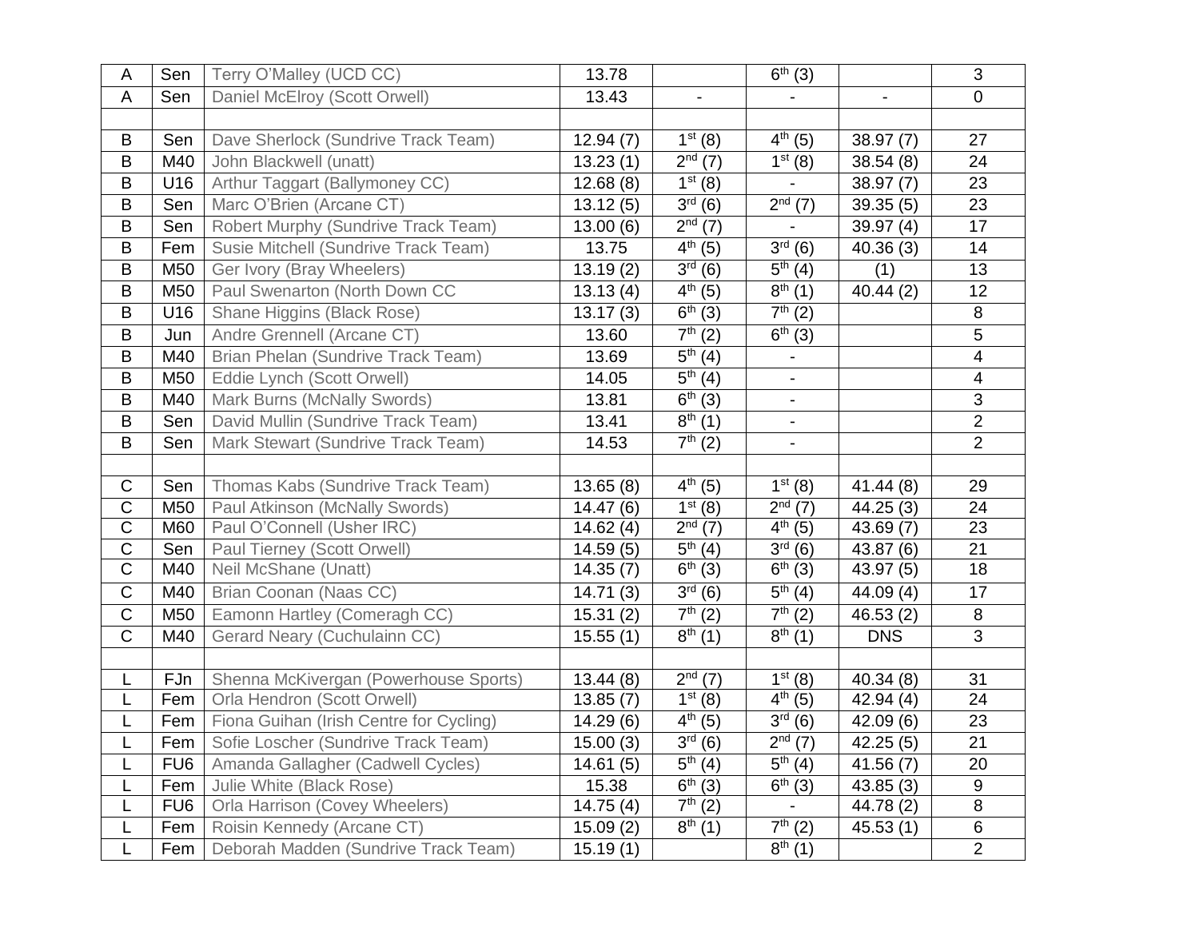| | | | | | | | |
|---|---|---|---|---|---|---|---|
| A | Sen | Terry O'Malley (UCD CC) | 13.78 | | 6th (3) | | 3 |
| A | Sen | Daniel McElroy (Scott Orwell) | 13.43 | - | - | - | 0 |
| | | | | | | | |
| B | Sen | Dave Sherlock (Sundrive Track Team) | 12.94 (7) | 1st (8) | 4th (5) | 38.97 (7) | 27 |
| B | M40 | John Blackwell (unatt) | 13.23 (1) | 2nd (7) | 1st (8) | 38.54 (8) | 24 |
| B | U16 | Arthur Taggart (Ballymoney CC) | 12.68 (8) | 1st (8) | - | 38.97 (7) | 23 |
| B | Sen | Marc O'Brien (Arcane CT) | 13.12 (5) | 3rd (6) | 2nd (7) | 39.35 (5) | 23 |
| B | Sen | Robert Murphy (Sundrive Track Team) | 13.00 (6) | 2nd (7) | - | 39.97 (4) | 17 |
| B | Fem | Susie Mitchell (Sundrive Track Team) | 13.75 | 4th (5) | 3rd (6) | 40.36 (3) | 14 |
| B | M50 | Ger Ivory (Bray Wheelers) | 13.19 (2) | 3rd (6) | 5th (4) | (1) | 13 |
| B | M50 | Paul Swenarton (North Down CC | 13.13 (4) | 4th (5) | 8th (1) | 40.44 (2) | 12 |
| B | U16 | Shane Higgins (Black Rose) | 13.17 (3) | 6th (3) | 7th (2) | | 8 |
| B | Jun | Andre Grennell (Arcane CT) | 13.60 | 7th (2) | 6th (3) | | 5 |
| B | M40 | Brian Phelan (Sundrive Track Team) | 13.69 | 5th (4) | - | | 4 |
| B | M50 | Eddie Lynch (Scott Orwell) | 14.05 | 5th (4) | - | | 4 |
| B | M40 | Mark Burns (McNally Swords) | 13.81 | 6th (3) | - | | 3 |
| B | Sen | David Mullin (Sundrive Track Team) | 13.41 | 8th (1) | - | | 2 |
| B | Sen | Mark Stewart (Sundrive Track Team) | 14.53 | 7th (2) | - | | 2 |
| | | | | | | | |
| C | Sen | Thomas Kabs (Sundrive Track Team) | 13.65 (8) | 4th (5) | 1st (8) | 41.44 (8) | 29 |
| C | M50 | Paul Atkinson (McNally Swords) | 14.47 (6) | 1st (8) | 2nd (7) | 44.25 (3) | 24 |
| C | M60 | Paul O'Connell (Usher IRC) | 14.62 (4) | 2nd (7) | 4th (5) | 43.69 (7) | 23 |
| C | Sen | Paul Tierney (Scott Orwell) | 14.59 (5) | 5th (4) | 3rd (6) | 43.87 (6) | 21 |
| C | M40 | Neil McShane (Unatt) | 14.35 (7) | 6th (3) | 6th (3) | 43.97 (5) | 18 |
| C | M40 | Brian Coonan (Naas CC) | 14.71 (3) | 3rd (6) | 5th (4) | 44.09 (4) | 17 |
| C | M50 | Eamonn Hartley (Comeragh CC) | 15.31 (2) | 7th (2) | 7th (2) | 46.53 (2) | 8 |
| C | M40 | Gerard Neary (Cuchulainn CC) | 15.55 (1) | 8th (1) | 8th (1) | DNS | 3 |
| | | | | | | | |
| L | FJn | Shenna McKivergan (Powerhouse Sports) | 13.44 (8) | 2nd (7) | 1st (8) | 40.34 (8) | 31 |
| L | Fem | Orla Hendron (Scott Orwell) | 13.85 (7) | 1st (8) | 4th (5) | 42.94 (4) | 24 |
| L | Fem | Fiona Guihan (Irish Centre for Cycling) | 14.29 (6) | 4th (5) | 3rd (6) | 42.09 (6) | 23 |
| L | Fem | Sofie Loscher (Sundrive Track Team) | 15.00 (3) | 3rd (6) | 2nd (7) | 42.25 (5) | 21 |
| L | FU6 | Amanda Gallagher (Cadwell Cycles) | 14.61 (5) | 5th (4) | 5th (4) | 41.56 (7) | 20 |
| L | Fem | Julie White (Black Rose) | 15.38 | 6th (3) | 6th (3) | 43.85 (3) | 9 |
| L | FU6 | Orla Harrison (Covey Wheelers) | 14.75 (4) | 7th (2) | - | 44.78 (2) | 8 |
| L | Fem | Roisin Kennedy (Arcane CT) | 15.09 (2) | 8th (1) | 7th (2) | 45.53 (1) | 6 |
| L | Fem | Deborah Madden (Sundrive Track Team) | 15.19 (1) | | 8th (1) | | 2 |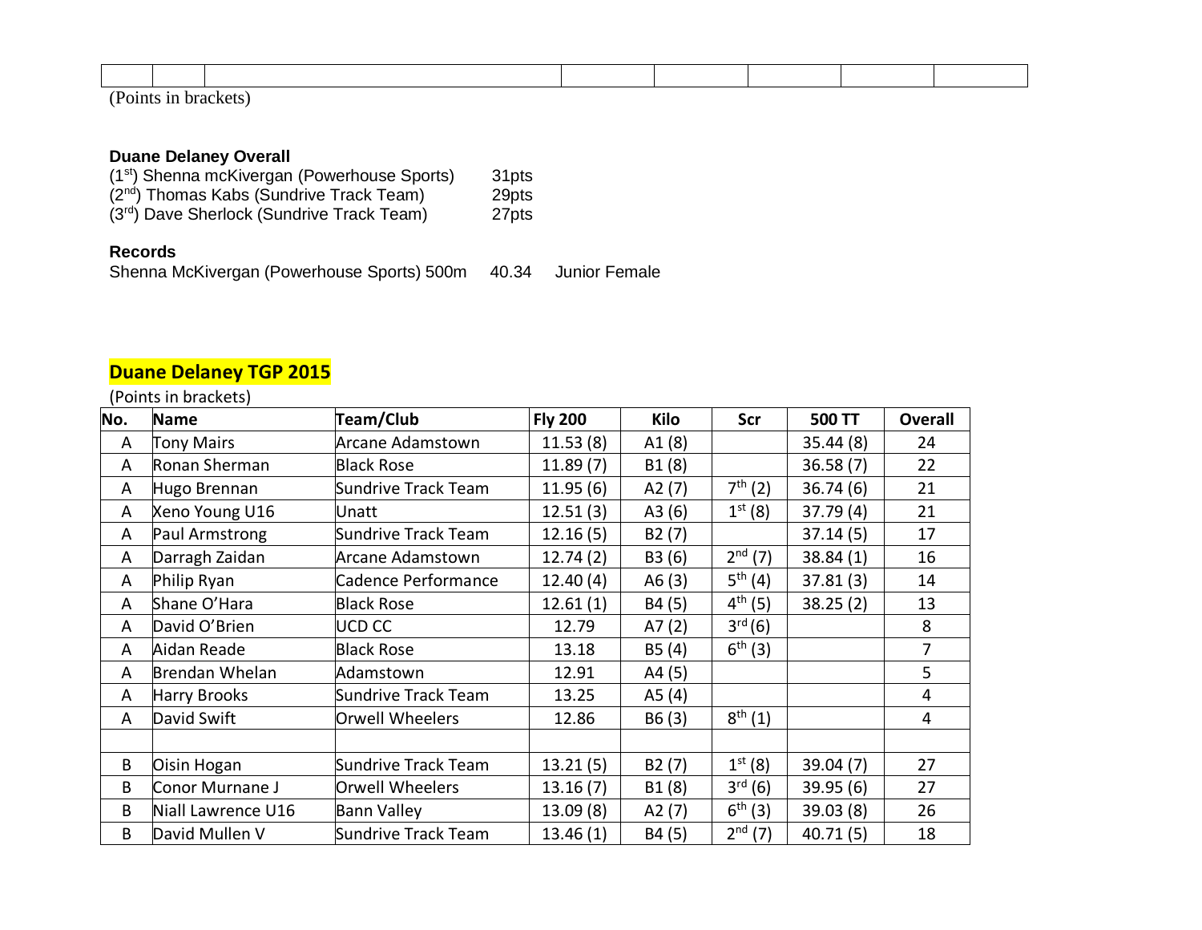| | | | | | | | |
|---|---|---|---|---|---|---|---|
| | | | | | | | |

(Points in brackets)

**Duane Delaney Overall**

(1st) Shenna mcKivergan (Powerhouse Sports) 31pts
(2nd) Thomas Kabs (Sundrive Track Team) 29pts
(3rd) Dave Sherlock (Sundrive Track Team) 27pts

**Records**

Shenna McKivergan (Powerhouse Sports) 500m 40.34 Junior Female

## Duane Delaney TGP 2015

(Points in brackets)

| No. | Name | Team/Club | Fly 200 | Kilo | Scr | 500 TT | Overall |
|---|---|---|---|---|---|---|---|
| A | Tony Mairs | Arcane Adamstown | 11.53 (8) | A1 (8) | | 35.44 (8) | 24 |
| A | Ronan Sherman | Black Rose | 11.89 (7) | B1 (8) | | 36.58 (7) | 22 |
| A | Hugo Brennan | Sundrive Track Team | 11.95 (6) | A2 (7) | 7th (2) | 36.74 (6) | 21 |
| A | Xeno Young U16 | Unatt | 12.51 (3) | A3 (6) | 1st (8) | 37.79 (4) | 21 |
| A | Paul Armstrong | Sundrive Track Team | 12.16 (5) | B2 (7) | | 37.14 (5) | 17 |
| A | Darragh Zaidan | Arcane Adamstown | 12.74 (2) | B3 (6) | 2nd (7) | 38.84 (1) | 16 |
| A | Philip Ryan | Cadence Performance | 12.40 (4) | A6 (3) | 5th (4) | 37.81 (3) | 14 |
| A | Shane O'Hara | Black Rose | 12.61 (1) | B4 (5) | 4th (5) | 38.25 (2) | 13 |
| A | David O'Brien | UCD CC | 12.79 | A7 (2) | 3rd (6) | | 8 |
| A | Aidan Reade | Black Rose | 13.18 | B5 (4) | 6th (3) | | 7 |
| A | Brendan Whelan | Adamstown | 12.91 | A4 (5) | | | 5 |
| A | Harry Brooks | Sundrive Track Team | 13.25 | A5 (4) | | | 4 |
| A | David Swift | Orwell Wheelers | 12.86 | B6 (3) | 8th (1) | | 4 |
| | | | | | | | |
| B | Oisin Hogan | Sundrive Track Team | 13.21 (5) | B2 (7) | 1st (8) | 39.04 (7) | 27 |
| B | Conor Murnane J | Orwell Wheelers | 13.16 (7) | B1 (8) | 3rd (6) | 39.95 (6) | 27 |
| B | Niall Lawrence U16 | Bann Valley | 13.09 (8) | A2 (7) | 6th (3) | 39.03 (8) | 26 |
| B | David Mullen V | Sundrive Track Team | 13.46 (1) | B4 (5) | 2nd (7) | 40.71 (5) | 18 |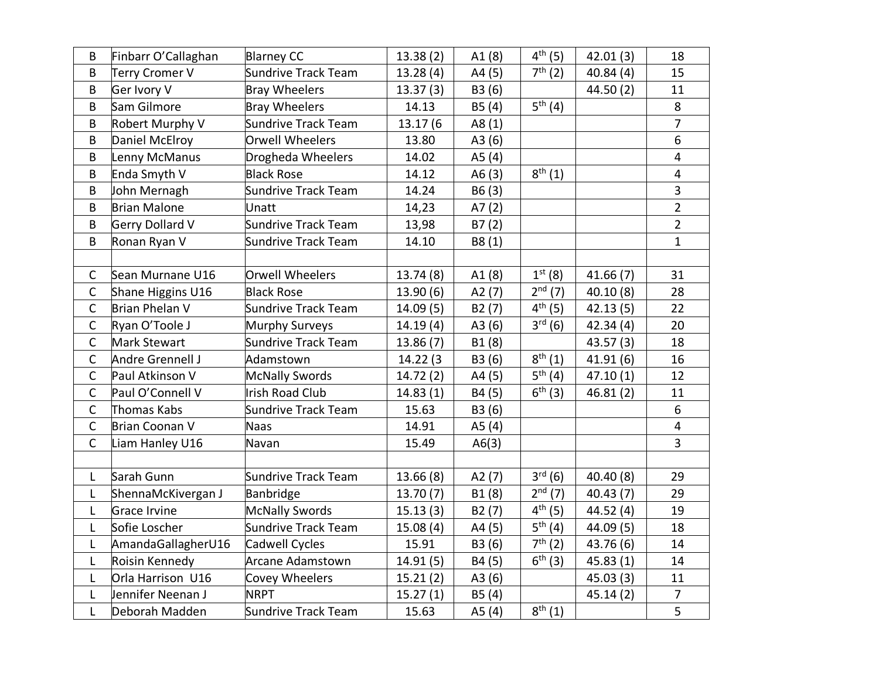| | | | | | | | |
|---|---|---|---|---|---|---|---|
| B | Finbarr O'Callaghan | Blarney CC | 13.38 (2) | A1 (8) | 4th (5) | 42.01 (3) | 18 |
| B | Terry Cromer V | Sundrive Track Team | 13.28 (4) | A4 (5) | 7th (2) | 40.84 (4) | 15 |
| B | Ger Ivory V | Bray Wheelers | 13.37 (3) | B3 (6) | | 44.50 (2) | 11 |
| B | Sam Gilmore | Bray Wheelers | 14.13 | B5 (4) | 5th (4) | | 8 |
| B | Robert Murphy V | Sundrive Track Team | 13.17 (6 | A8 (1) | | | 7 |
| B | Daniel McElroy | Orwell Wheelers | 13.80 | A3 (6) | | | 6 |
| B | Lenny McManus | Drogheda Wheelers | 14.02 | A5 (4) | | | 4 |
| B | Enda Smyth V | Black Rose | 14.12 | A6 (3) | 8th (1) | | 4 |
| B | John Mernagh | Sundrive Track Team | 14.24 | B6 (3) | | | 3 |
| B | Brian Malone | Unatt | 14,23 | A7 (2) | | | 2 |
| B | Gerry Dollard V | Sundrive Track Team | 13,98 | B7 (2) | | | 2 |
| B | Ronan Ryan V | Sundrive Track Team | 14.10 | B8 (1) | | | 1 |
| | | | | | | | |
| C | Sean Murnane U16 | Orwell Wheelers | 13.74 (8) | A1 (8) | 1st (8) | 41.66 (7) | 31 |
| C | Shane Higgins U16 | Black Rose | 13.90 (6) | A2 (7) | 2nd (7) | 40.10 (8) | 28 |
| C | Brian Phelan V | Sundrive Track Team | 14.09 (5) | B2 (7) | 4th (5) | 42.13 (5) | 22 |
| C | Ryan O'Toole J | Murphy Surveys | 14.19 (4) | A3 (6) | 3rd (6) | 42.34 (4) | 20 |
| C | Mark Stewart | Sundrive Track Team | 13.86 (7) | B1 (8) | | 43.57 (3) | 18 |
| C | Andre Grennell J | Adamstown | 14.22 (3 | B3 (6) | 8th (1) | 41.91 (6) | 16 |
| C | Paul Atkinson V | McNally Swords | 14.72 (2) | A4 (5) | 5th (4) | 47.10 (1) | 12 |
| C | Paul O'Connell V | Irish Road Club | 14.83 (1) | B4 (5) | 6th (3) | 46.81 (2) | 11 |
| C | Thomas Kabs | Sundrive Track Team | 15.63 | B3 (6) | | | 6 |
| C | Brian Coonan V | Naas | 14.91 | A5 (4) | | | 4 |
| C | Liam Hanley U16 | Navan | 15.49 | A6(3) | | | 3 |
| | | | | | | | |
| L | Sarah Gunn | Sundrive Track Team | 13.66 (8) | A2 (7) | 3rd (6) | 40.40 (8) | 29 |
| L | ShennaMcKivergan J | Banbridge | 13.70 (7) | B1 (8) | 2nd (7) | 40.43 (7) | 29 |
| L | Grace Irvine | McNally Swords | 15.13 (3) | B2 (7) | 4th (5) | 44.52 (4) | 19 |
| L | Sofie Loscher | Sundrive Track Team | 15.08 (4) | A4 (5) | 5th (4) | 44.09 (5) | 18 |
| L | AmandaGallagherU16 | Cadwell Cycles | 15.91 | B3 (6) | 7th (2) | 43.76 (6) | 14 |
| L | Roisin Kennedy | Arcane Adamstown | 14.91 (5) | B4 (5) | 6th (3) | 45.83 (1) | 14 |
| L | Orla Harrison U16 | Covey Wheelers | 15.21 (2) | A3 (6) | | 45.03 (3) | 11 |
| L | Jennifer Neenan J | NRPT | 15.27 (1) | B5 (4) | | 45.14 (2) | 7 |
| L | Deborah Madden | Sundrive Track Team | 15.63 | A5 (4) | 8th (1) | | 5 |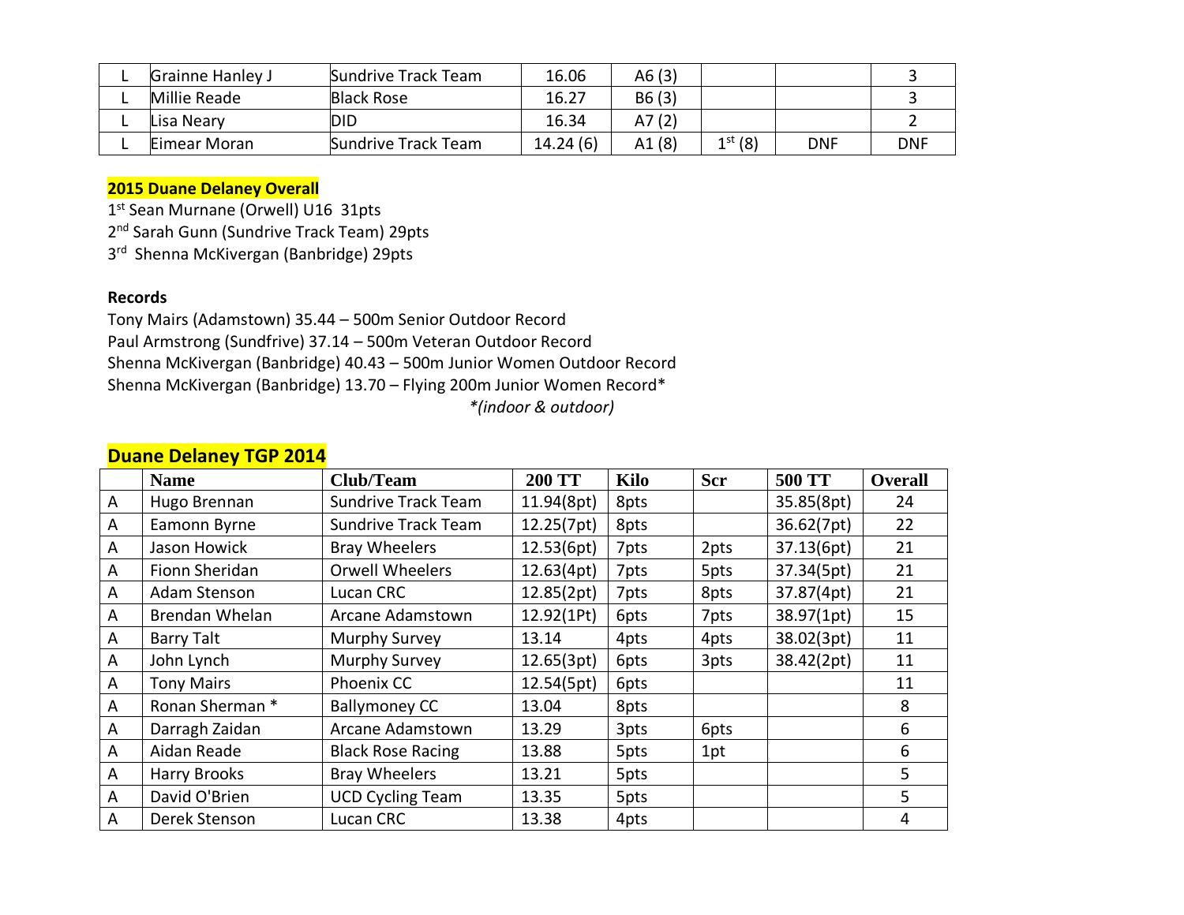| | | | | | | | |
|---|---|---|---|---|---|---|---|
| L | Grainne Hanley J | Sundrive Track Team | 16.06 | A6 (3) | | | 3 |
| L | Millie Reade | Black Rose | 16.27 | B6 (3) | | | 3 |
| L | Lisa Neary | DID | 16.34 | A7 (2) | | | 2 |
| L | Eimear Moran | Sundrive Track Team | 14.24 (6) | A1 (8) | 1st (8) | DNF | DNF |

**2015 Duane Delaney Overall**

1st Sean Murnane (Orwell) U16 31pts
2nd Sarah Gunn (Sundrive Track Team) 29pts
3rd Shenna McKivergan (Banbridge) 29pts

**Records**

Tony Mairs (Adamstown) 35.44 – 500m Senior Outdoor Record
Paul Armstrong (Sundfrive) 37.14 – 500m Veteran Outdoor Record
Shenna McKivergan (Banbridge) 40.43 – 500m Junior Women Outdoor Record
Shenna McKivergan (Banbridge) 13.70 – Flying 200m Junior Women Record*
*\*(indoor & outdoor)*

## Duane Delaney TGP 2014

| | Name | Club/Team | 200 TT | Kilo | Scr | 500 TT | Overall |
|---|---|---|---|---|---|---|---|
| A | Hugo Brennan | Sundrive Track Team | 11.94(8pt) | 8pts | | 35.85(8pt) | 24 |
| A | Eamonn Byrne | Sundrive Track Team | 12.25(7pt) | 8pts | | 36.62(7pt) | 22 |
| A | Jason Howick | Bray Wheelers | 12.53(6pt) | 7pts | 2pts | 37.13(6pt) | 21 |
| A | Fionn Sheridan | Orwell Wheelers | 12.63(4pt) | 7pts | 5pts | 37.34(5pt) | 21 |
| A | Adam Stenson | Lucan CRC | 12.85(2pt) | 7pts | 8pts | 37.87(4pt) | 21 |
| A | Brendan Whelan | Arcane Adamstown | 12.92(1Pt) | 6pts | 7pts | 38.97(1pt) | 15 |
| A | Barry Talt | Murphy Survey | 13.14 | 4pts | 4pts | 38.02(3pt) | 11 |
| A | John Lynch | Murphy Survey | 12.65(3pt) | 6pts | 3pts | 38.42(2pt) | 11 |
| A | Tony Mairs | Phoenix CC | 12.54(5pt) | 6pts | | | 11 |
| A | Ronan Sherman * | Ballymoney CC | 13.04 | 8pts | | | 8 |
| A | Darragh Zaidan | Arcane Adamstown | 13.29 | 3pts | 6pts | | 6 |
| A | Aidan Reade | Black Rose Racing | 13.88 | 5pts | 1pt | | 6 |
| A | Harry Brooks | Bray Wheelers | 13.21 | 5pts | | | 5 |
| A | David O'Brien | UCD Cycling Team | 13.35 | 5pts | | | 5 |
| A | Derek Stenson | Lucan CRC | 13.38 | 4pts | | | 4 |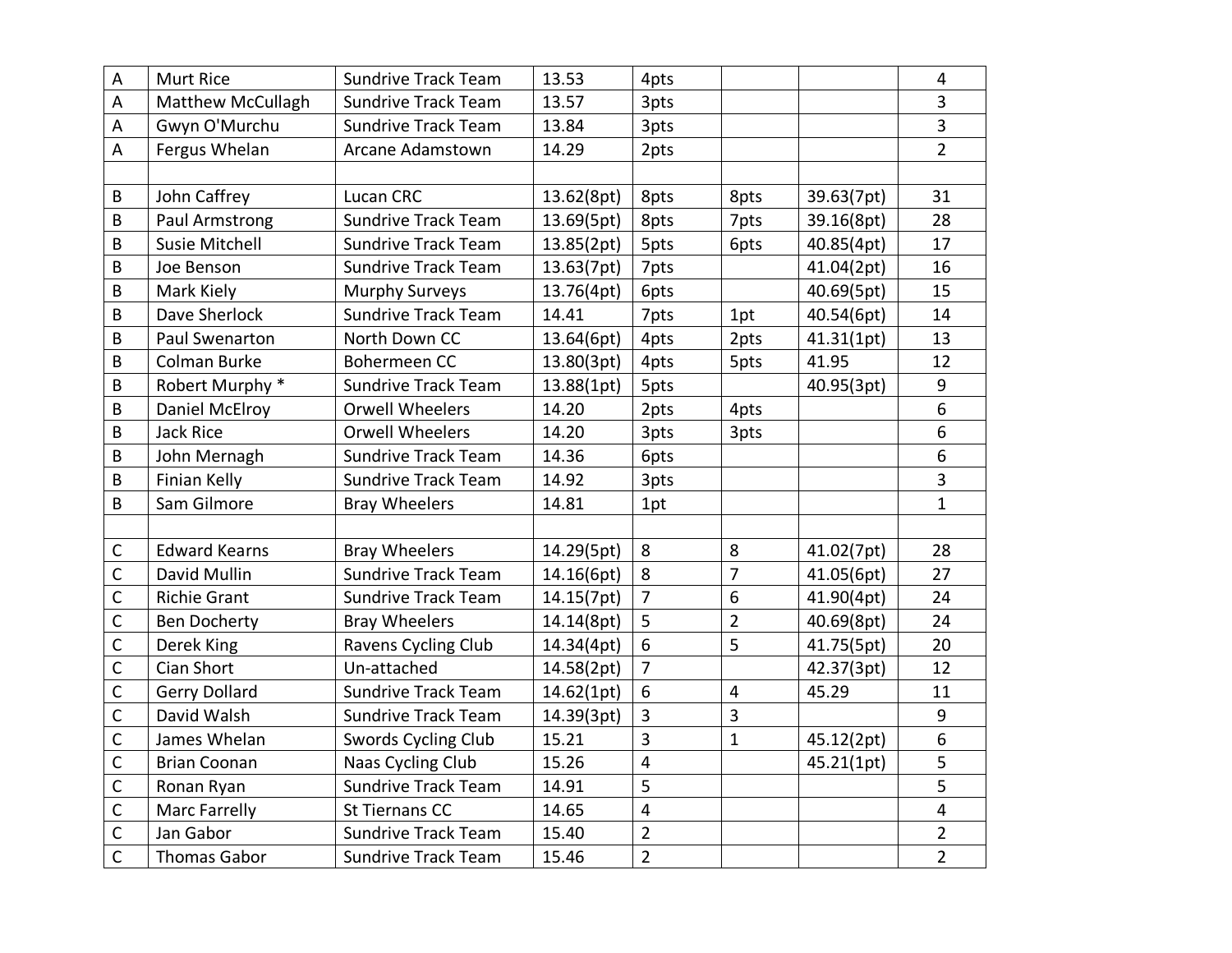| | | | | | | | |
|---|---|---|---|---|---|---|---|
| A | Murt Rice | Sundrive Track Team | 13.53 | 4pts | | | 4 |
| A | Matthew McCullagh | Sundrive Track Team | 13.57 | 3pts | | | 3 |
| A | Gwyn O'Murchu | Sundrive Track Team | 13.84 | 3pts | | | 3 |
| A | Fergus Whelan | Arcane Adamstown | 14.29 | 2pts | | | 2 |
| | | | | | | | |
| B | John Caffrey | Lucan CRC | 13.62(8pt) | 8pts | 8pts | 39.63(7pt) | 31 |
| B | Paul Armstrong | Sundrive Track Team | 13.69(5pt) | 8pts | 7pts | 39.16(8pt) | 28 |
| B | Susie Mitchell | Sundrive Track Team | 13.85(2pt) | 5pts | 6pts | 40.85(4pt) | 17 |
| B | Joe Benson | Sundrive Track Team | 13.63(7pt) | 7pts | | 41.04(2pt) | 16 |
| B | Mark Kiely | Murphy Surveys | 13.76(4pt) | 6pts | | 40.69(5pt) | 15 |
| B | Dave Sherlock | Sundrive Track Team | 14.41 | 7pts | 1pt | 40.54(6pt) | 14 |
| B | Paul Swenarton | North Down CC | 13.64(6pt) | 4pts | 2pts | 41.31(1pt) | 13 |
| B | Colman Burke | Bohermeen CC | 13.80(3pt) | 4pts | 5pts | 41.95 | 12 |
| B | Robert Murphy * | Sundrive Track Team | 13.88(1pt) | 5pts | | 40.95(3pt) | 9 |
| B | Daniel McElroy | Orwell Wheelers | 14.20 | 2pts | 4pts | | 6 |
| B | Jack Rice | Orwell Wheelers | 14.20 | 3pts | 3pts | | 6 |
| B | John Mernagh | Sundrive Track Team | 14.36 | 6pts | | | 6 |
| B | Finian Kelly | Sundrive Track Team | 14.92 | 3pts | | | 3 |
| B | Sam Gilmore | Bray Wheelers | 14.81 | 1pt | | | 1 |
| | | | | | | | |
| C | Edward Kearns | Bray Wheelers | 14.29(5pt) | 8 | 8 | 41.02(7pt) | 28 |
| C | David Mullin | Sundrive Track Team | 14.16(6pt) | 8 | 7 | 41.05(6pt) | 27 |
| C | Richie Grant | Sundrive Track Team | 14.15(7pt) | 7 | 6 | 41.90(4pt) | 24 |
| C | Ben Docherty | Bray Wheelers | 14.14(8pt) | 5 | 2 | 40.69(8pt) | 24 |
| C | Derek King | Ravens Cycling Club | 14.34(4pt) | 6 | 5 | 41.75(5pt) | 20 |
| C | Cian Short | Un-attached | 14.58(2pt) | 7 | | 42.37(3pt) | 12 |
| C | Gerry Dollard | Sundrive Track Team | 14.62(1pt) | 6 | 4 | 45.29 | 11 |
| C | David Walsh | Sundrive Track Team | 14.39(3pt) | 3 | 3 | | 9 |
| C | James Whelan | Swords Cycling Club | 15.21 | 3 | 1 | 45.12(2pt) | 6 |
| C | Brian Coonan | Naas Cycling Club | 15.26 | 4 | | 45.21(1pt) | 5 |
| C | Ronan Ryan | Sundrive Track Team | 14.91 | 5 | | | 5 |
| C | Marc Farrelly | St Tiernans CC | 14.65 | 4 | | | 4 |
| C | Jan Gabor | Sundrive Track Team | 15.40 | 2 | | | 2 |
| C | Thomas Gabor | Sundrive Track Team | 15.46 | 2 | | | 2 |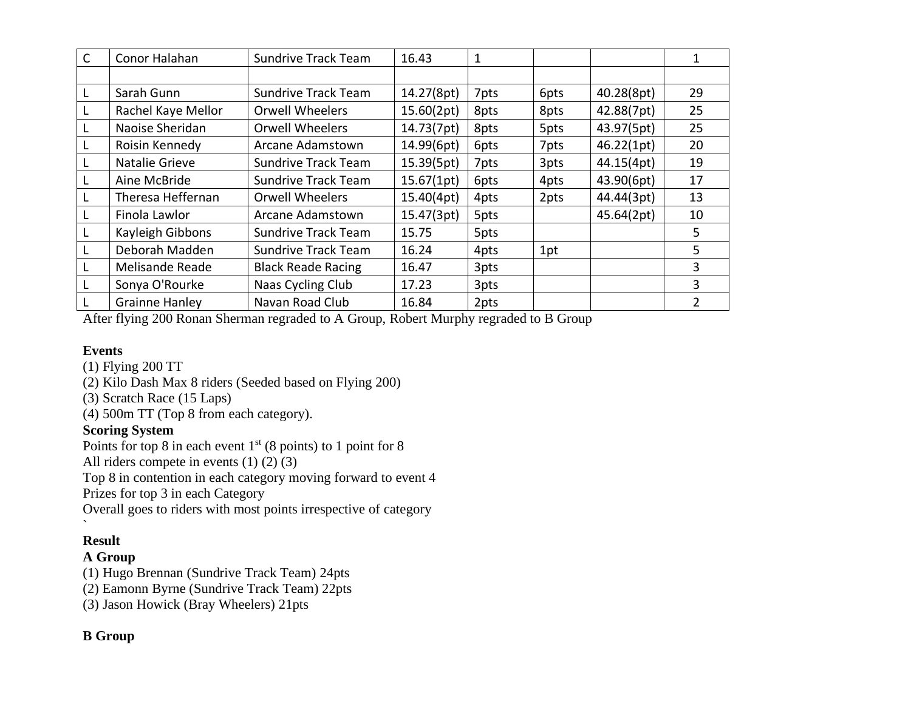| C | Conor Halahan | Sundrive Track Team | 16.43 | 1 | | | 1 |
|---|---|---|---|---|---|---|---|
| | | | | | | | |
| L | Sarah Gunn | Sundrive Track Team | 14.27(8pt) | 7pts | 6pts | 40.28(8pt) | 29 |
| L | Rachel Kaye Mellor | Orwell Wheelers | 15.60(2pt) | 8pts | 8pts | 42.88(7pt) | 25 |
| L | Naoise Sheridan | Orwell Wheelers | 14.73(7pt) | 8pts | 5pts | 43.97(5pt) | 25 |
| L | Roisin Kennedy | Arcane Adamstown | 14.99(6pt) | 6pts | 7pts | 46.22(1pt) | 20 |
| L | Natalie Grieve | Sundrive Track Team | 15.39(5pt) | 7pts | 3pts | 44.15(4pt) | 19 |
| L | Aine McBride | Sundrive Track Team | 15.67(1pt) | 6pts | 4pts | 43.90(6pt) | 17 |
| L | Theresa Heffernan | Orwell Wheelers | 15.40(4pt) | 4pts | 2pts | 44.44(3pt) | 13 |
| L | Finola Lawlor | Arcane Adamstown | 15.47(3pt) | 5pts | | 45.64(2pt) | 10 |
| L | Kayleigh Gibbons | Sundrive Track Team | 15.75 | 5pts | | | 5 |
| L | Deborah Madden | Sundrive Track Team | 16.24 | 4pts | 1pt | | 5 |
| L | Melisande Reade | Black Reade Racing | 16.47 | 3pts | | | 3 |
| L | Sonya O'Rourke | Naas Cycling Club | 17.23 | 3pts | | | 3 |
| L | Grainne Hanley | Navan Road Club | 16.84 | 2pts | | | 2 |

After flying 200 Ronan Sherman regraded to A Group, Robert Murphy regraded to B Group

**Events**

(1) Flying 200 TT
(2) Kilo Dash Max 8 riders (Seeded based on Flying 200)
(3) Scratch Race (15 Laps)
(4) 500m TT (Top 8 from each category).

**Scoring System**

Points for top 8 in each event 1st (8 points) to 1 point for 8
All riders compete in events (1) (2) (3)
Top 8 in contention in each category moving forward to event 4
Prizes for top 3 in each Category
Overall goes to riders with most points irrespective of category
`

**Result**

**A Group**

(1) Hugo Brennan (Sundrive Track Team) 24pts
(2) Eamonn Byrne (Sundrive Track Team) 22pts
(3) Jason Howick (Bray Wheelers) 21pts

**B Group**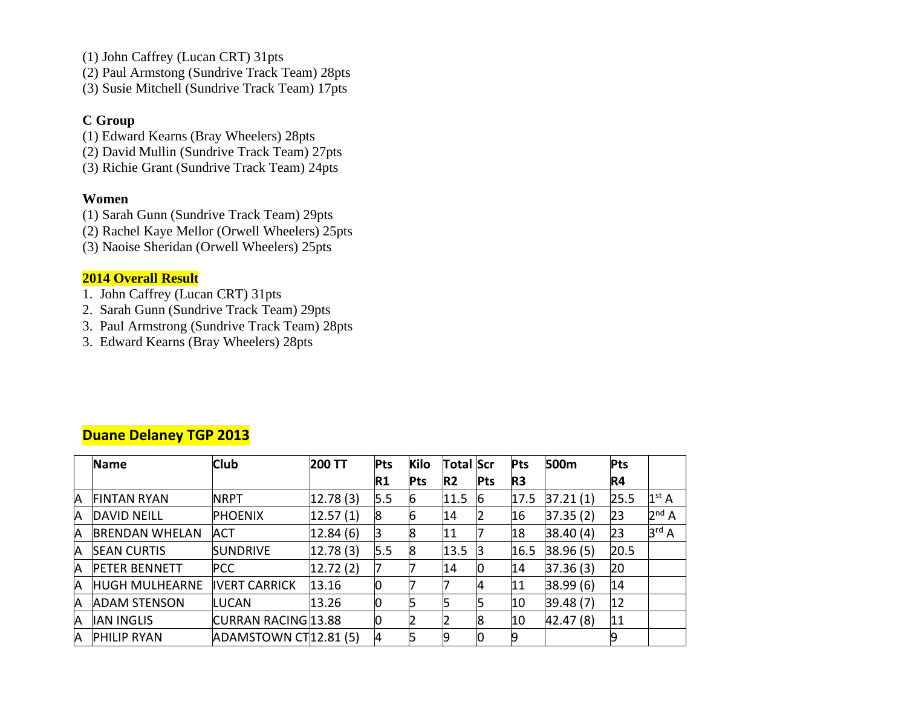(1) John Caffrey (Lucan CRT) 31pts
(2) Paul Armstong (Sundrive Track Team) 28pts
(3) Susie Mitchell (Sundrive Track Team) 17pts

**C Group**
(1) Edward Kearns (Bray Wheelers) 28pts
(2) David Mullin (Sundrive Track Team) 27pts
(3) Richie Grant (Sundrive Track Team) 24pts

**Women**
(1) Sarah Gunn (Sundrive Track Team) 29pts
(2) Rachel Kaye Mellor (Orwell Wheelers) 25pts
(3) Naoise Sheridan (Orwell Wheelers) 25pts

**2014 Overall Result**

1. John Caffrey (Lucan CRT) 31pts
2. Sarah Gunn (Sundrive Track Team) 29pts
3. Paul Armstrong (Sundrive Track Team) 28pts
3. Edward Kearns (Bray Wheelers) 28pts

## Duane Delaney TGP 2013

| | Name | Club | 200 TT | Pts R1 | Kilo Pts | Total R2 | Scr Pts | Pts R3 | 500m | Pts R4 | |
|---|---|---|---|---|---|---|---|---|---|---|---|
| A | FINTAN RYAN | NRPT | 12.78 (3) | 5.5 | 6 | 11.5 | 6 | 17.5 | 37.21 (1) | 25.5 | 1st A |
| A | DAVID NEILL | PHOENIX | 12.57 (1) | 8 | 6 | 14 | 2 | 16 | 37.35 (2) | 23 | 2nd A |
| A | BRENDAN WHELAN | ACT | 12.84 (6) | 3 | 8 | 11 | 7 | 18 | 38.40 (4) | 23 | 3rd A |
| A | SEAN CURTIS | SUNDRIVE | 12.78 (3) | 5.5 | 8 | 13.5 | 3 | 16.5 | 38.96 (5) | 20.5 | |
| A | PETER BENNETT | PCC | 12.72 (2) | 7 | 7 | 14 | 0 | 14 | 37.36 (3) | 20 | |
| A | HUGH MULHEARNE | IVERT CARRICK | 13.16 | 0 | 7 | 7 | 4 | 11 | 38.99 (6) | 14 | |
| A | ADAM STENSON | LUCAN | 13.26 | 0 | 5 | 5 | 5 | 10 | 39.48 (7) | 12 | |
| A | IAN INGLIS | CURRAN RACING | 13.88 | 0 | 2 | 2 | 8 | 10 | 42.47 (8) | 11 | |
| A | PHILIP RYAN | ADAMSTOWN CT | 12.81 (5) | 4 | 5 | 9 | 0 | 9 | | 9 | |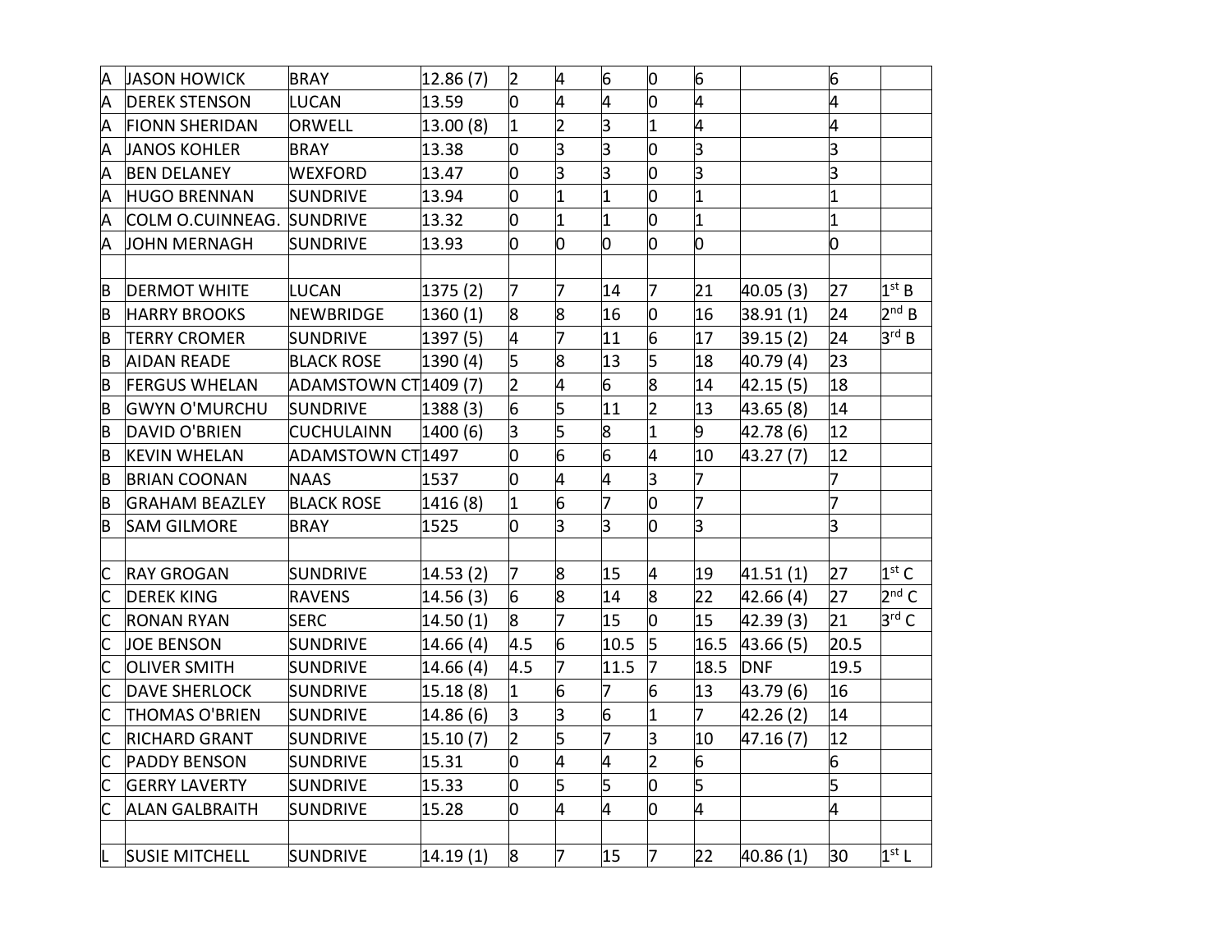| | | | | | | | | | | | |
|---|---|---|---|---|---|---|---|---|---|---|---|
| A | JASON HOWICK | BRAY | 12.86 (7) | 2 | 4 | 6 | 0 | 6 | | 6 | |
| A | DEREK STENSON | LUCAN | 13.59 | 0 | 4 | 4 | 0 | 4 | | 4 | |
| A | FIONN SHERIDAN | ORWELL | 13.00 (8) | 1 | 2 | 3 | 1 | 4 | | 4 | |
| A | JANOS KOHLER | BRAY | 13.38 | 0 | 3 | 3 | 0 | 3 | | 3 | |
| A | BEN DELANEY | WEXFORD | 13.47 | 0 | 3 | 3 | 0 | 3 | | 3 | |
| A | HUGO BRENNAN | SUNDRIVE | 13.94 | 0 | 1 | 1 | 0 | 1 | | 1 | |
| A | COLM O.CUINNEAG. | SUNDRIVE | 13.32 | 0 | 1 | 1 | 0 | 1 | | 1 | |
| A | JOHN MERNAGH | SUNDRIVE | 13.93 | 0 | 0 | 0 | 0 | 0 | | 0 | |
| | | | | | | | | | | | |
| B | DERMOT WHITE | LUCAN | 1375 (2) | 7 | 7 | 14 | 7 | 21 | 40.05 (3) | 27 | 1st B |
| B | HARRY BROOKS | NEWBRIDGE | 1360 (1) | 8 | 8 | 16 | 0 | 16 | 38.91 (1) | 24 | 2nd B |
| B | TERRY CROMER | SUNDRIVE | 1397 (5) | 4 | 7 | 11 | 6 | 17 | 39.15 (2) | 24 | 3rd B |
| B | AIDAN READE | BLACK ROSE | 1390 (4) | 5 | 8 | 13 | 5 | 18 | 40.79 (4) | 23 | |
| B | FERGUS WHELAN | ADAMSTOWN CT | 1409 (7) | 2 | 4 | 6 | 8 | 14 | 42.15 (5) | 18 | |
| B | GWYN O'MURCHU | SUNDRIVE | 1388 (3) | 6 | 5 | 11 | 2 | 13 | 43.65 (8) | 14 | |
| B | DAVID O'BRIEN | CUCHULAINN | 1400 (6) | 3 | 5 | 8 | 1 | 9 | 42.78 (6) | 12 | |
| B | KEVIN WHELAN | ADAMSTOWN CT | 1497 | 0 | 6 | 6 | 4 | 10 | 43.27 (7) | 12 | |
| B | BRIAN COONAN | NAAS | 1537 | 0 | 4 | 4 | 3 | 7 | | 7 | |
| B | GRAHAM BEAZLEY | BLACK ROSE | 1416 (8) | 1 | 6 | 7 | 0 | 7 | | 7 | |
| B | SAM GILMORE | BRAY | 1525 | 0 | 3 | 3 | 0 | 3 | | 3 | |
| | | | | | | | | | | | |
| C | RAY GROGAN | SUNDRIVE | 14.53 (2) | 7 | 8 | 15 | 4 | 19 | 41.51 (1) | 27 | 1st C |
| C | DEREK KING | RAVENS | 14.56 (3) | 6 | 8 | 14 | 8 | 22 | 42.66 (4) | 27 | 2nd C |
| C | RONAN RYAN | SERC | 14.50 (1) | 8 | 7 | 15 | 0 | 15 | 42.39 (3) | 21 | 3rd C |
| C | JOE BENSON | SUNDRIVE | 14.66 (4) | 4.5 | 6 | 10.5 | 5 | 16.5 | 43.66 (5) | 20.5 | |
| C | OLIVER SMITH | SUNDRIVE | 14.66 (4) | 4.5 | 7 | 11.5 | 7 | 18.5 | DNF | 19.5 | |
| C | DAVE SHERLOCK | SUNDRIVE | 15.18 (8) | 1 | 6 | 7 | 6 | 13 | 43.79 (6) | 16 | |
| C | THOMAS O'BRIEN | SUNDRIVE | 14.86 (6) | 3 | 3 | 6 | 1 | 7 | 42.26 (2) | 14 | |
| C | RICHARD GRANT | SUNDRIVE | 15.10 (7) | 2 | 5 | 7 | 3 | 10 | 47.16 (7) | 12 | |
| C | PADDY BENSON | SUNDRIVE | 15.31 | 0 | 4 | 4 | 2 | 6 | | 6 | |
| C | GERRY LAVERTY | SUNDRIVE | 15.33 | 0 | 5 | 5 | 0 | 5 | | 5 | |
| C | ALAN GALBRAITH | SUNDRIVE | 15.28 | 0 | 4 | 4 | 0 | 4 | | 4 | |
| | | | | | | | | | | | |
| L | SUSIE MITCHELL | SUNDRIVE | 14.19 (1) | 8 | 7 | 15 | 7 | 22 | 40.86 (1) | 30 | 1st L |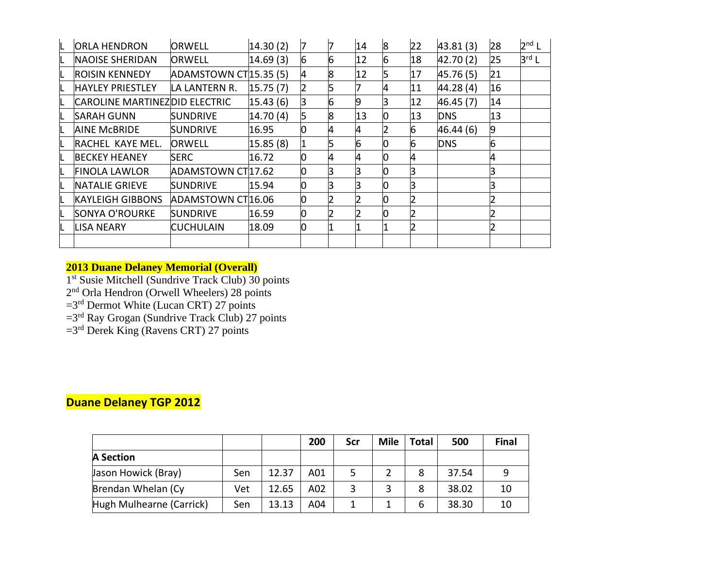| | | | | | | | | | | | | |
|---|---|---|---|---|---|---|---|---|---|---|---|---|
| L | ORLA HENDRON | ORWELL | 14.30 (2) | 7 | 7 | 14 | 8 | 22 | 43.81 (3) | 28 | 2nd L |
| L | NAOISE SHERIDAN | ORWELL | 14.69 (3) | 6 | 6 | 12 | 6 | 18 | 42.70 (2) | 25 | 3rd L |
| L | ROISIN KENNEDY | ADAMSTOWN CT | 15.35 (5) | 4 | 8 | 12 | 5 | 17 | 45.76 (5) | 21 | |
| L | HAYLEY PRIESTLEY | LA LANTERN R. | 15.75 (7) | 2 | 5 | 7 | 4 | 11 | 44.28 (4) | 16 | |
| L | CAROLINE MARTINEZ | DID ELECTRIC | 15.43 (6) | 3 | 6 | 9 | 3 | 12 | 46.45 (7) | 14 | |
| L | SARAH GUNN | SUNDRIVE | 14.70 (4) | 5 | 8 | 13 | 0 | 13 | DNS | 13 | |
| L | AINE McBRIDE | SUNDRIVE | 16.95 | 0 | 4 | 4 | 2 | 6 | 46.44 (6) | 9 | |
| L | RACHEL KAYE MEL. | ORWELL | 15.85 (8) | 1 | 5 | 6 | 0 | 6 | DNS | 6 | |
| L | BECKEY HEANEY | SERC | 16.72 | 0 | 4 | 4 | 0 | 4 | | 4 | |
| L | FINOLA LAWLOR | ADAMSTOWN CT | 17.62 | 0 | 3 | 3 | 0 | 3 | | 3 | |
| L | NATALIE GRIEVE | SUNDRIVE | 15.94 | 0 | 3 | 3 | 0 | 3 | | 3 | |
| L | KAYLEIGH GIBBONS | ADAMSTOWN CT | 16.06 | 0 | 2 | 2 | 0 | 2 | | 2 | |
| L | SONYA O'ROURKE | SUNDRIVE | 16.59 | 0 | 2 | 2 | 0 | 2 | | 2 | |
| L | LISA NEARY | CUCHULAIN | 18.09 | 0 | 1 | 1 | 1 | 2 | | 2 | |
| | | | | | | | | | | | |

**2013 Duane Delaney Memorial (Overall)**

1st Susie Mitchell (Sundrive Track Club) 30 points
2nd Orla Hendron (Orwell Wheelers) 28 points
=3rd Dermot White (Lucan CRT) 27 points
=3rd Ray Grogan (Sundrive Track Club) 27 points
=3rd Derek King (Ravens CRT) 27 points

## Duane Delaney TGP 2012

| | | | 200 | Scr | Mile | Total | 500 | Final |
|---|---|---|---|---|---|---|---|---|
| **A Section** | | | | | | | | |
| Jason Howick (Bray) | Sen | 12.37 | A01 | 5 | 2 | 8 | 37.54 | 9 |
| Brendan Whelan (Cy | Vet | 12.65 | A02 | 3 | 3 | 8 | 38.02 | 10 |
| Hugh Mulhearne (Carrick) | Sen | 13.13 | A04 | 1 | 1 | 6 | 38.30 | 10 |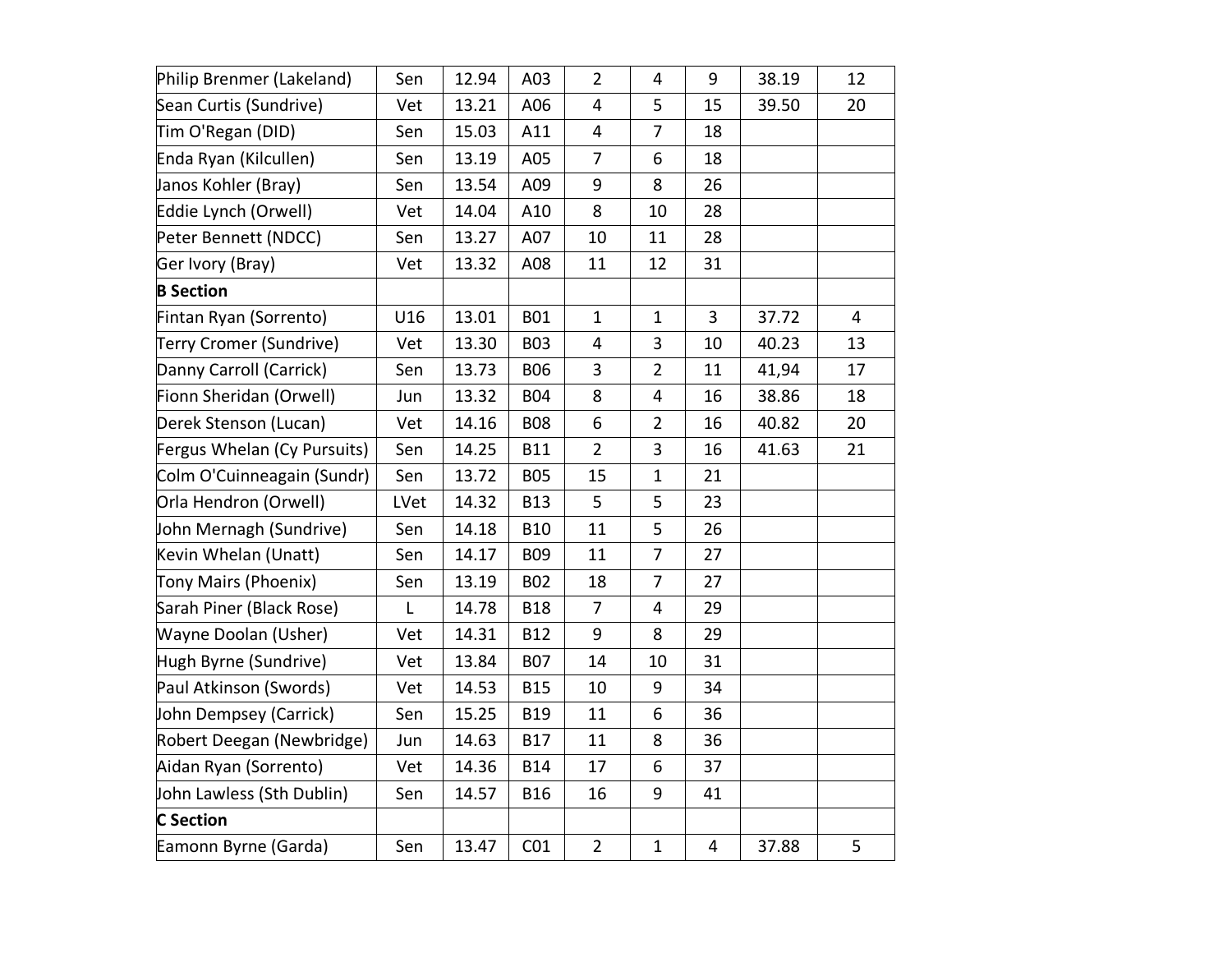| | | | | | | | | |
|---|---|---|---|---|---|---|---|---|
| Philip Brenmer (Lakeland) | Sen | 12.94 | A03 | 2 | 4 | 9 | 38.19 | 12 |
| Sean Curtis (Sundrive) | Vet | 13.21 | A06 | 4 | 5 | 15 | 39.50 | 20 |
| Tim O'Regan (DID) | Sen | 15.03 | A11 | 4 | 7 | 18 | | |
| Enda Ryan (Kilcullen) | Sen | 13.19 | A05 | 7 | 6 | 18 | | |
| Janos Kohler (Bray) | Sen | 13.54 | A09 | 9 | 8 | 26 | | |
| Eddie Lynch (Orwell) | Vet | 14.04 | A10 | 8 | 10 | 28 | | |
| Peter Bennett (NDCC) | Sen | 13.27 | A07 | 10 | 11 | 28 | | |
| Ger Ivory (Bray) | Vet | 13.32 | A08 | 11 | 12 | 31 | | |
| **B Section** | | | | | | | | |
| Fintan Ryan (Sorrento) | U16 | 13.01 | B01 | 1 | 1 | 3 | 37.72 | 4 |
| Terry Cromer (Sundrive) | Vet | 13.30 | B03 | 4 | 3 | 10 | 40.23 | 13 |
| Danny Carroll (Carrick) | Sen | 13.73 | B06 | 3 | 2 | 11 | 41,94 | 17 |
| Fionn Sheridan (Orwell) | Jun | 13.32 | B04 | 8 | 4 | 16 | 38.86 | 18 |
| Derek Stenson (Lucan) | Vet | 14.16 | B08 | 6 | 2 | 16 | 40.82 | 20 |
| Fergus Whelan (Cy Pursuits) | Sen | 14.25 | B11 | 2 | 3 | 16 | 41.63 | 21 |
| Colm O'Cuinneagain (Sundr) | Sen | 13.72 | B05 | 15 | 1 | 21 | | |
| Orla Hendron (Orwell) | LVet | 14.32 | B13 | 5 | 5 | 23 | | |
| John Mernagh (Sundrive) | Sen | 14.18 | B10 | 11 | 5 | 26 | | |
| Kevin Whelan (Unatt) | Sen | 14.17 | B09 | 11 | 7 | 27 | | |
| Tony Mairs (Phoenix) | Sen | 13.19 | B02 | 18 | 7 | 27 | | |
| Sarah Piner (Black Rose) | L | 14.78 | B18 | 7 | 4 | 29 | | |
| Wayne Doolan (Usher) | Vet | 14.31 | B12 | 9 | 8 | 29 | | |
| Hugh Byrne (Sundrive) | Vet | 13.84 | B07 | 14 | 10 | 31 | | |
| Paul Atkinson (Swords) | Vet | 14.53 | B15 | 10 | 9 | 34 | | |
| John Dempsey (Carrick) | Sen | 15.25 | B19 | 11 | 6 | 36 | | |
| Robert Deegan (Newbridge) | Jun | 14.63 | B17 | 11 | 8 | 36 | | |
| Aidan Ryan (Sorrento) | Vet | 14.36 | B14 | 17 | 6 | 37 | | |
| John Lawless (Sth Dublin) | Sen | 14.57 | B16 | 16 | 9 | 41 | | |
| **C Section** | | | | | | | | |
| Eamonn Byrne (Garda) | Sen | 13.47 | C01 | 2 | 1 | 4 | 37.88 | 5 |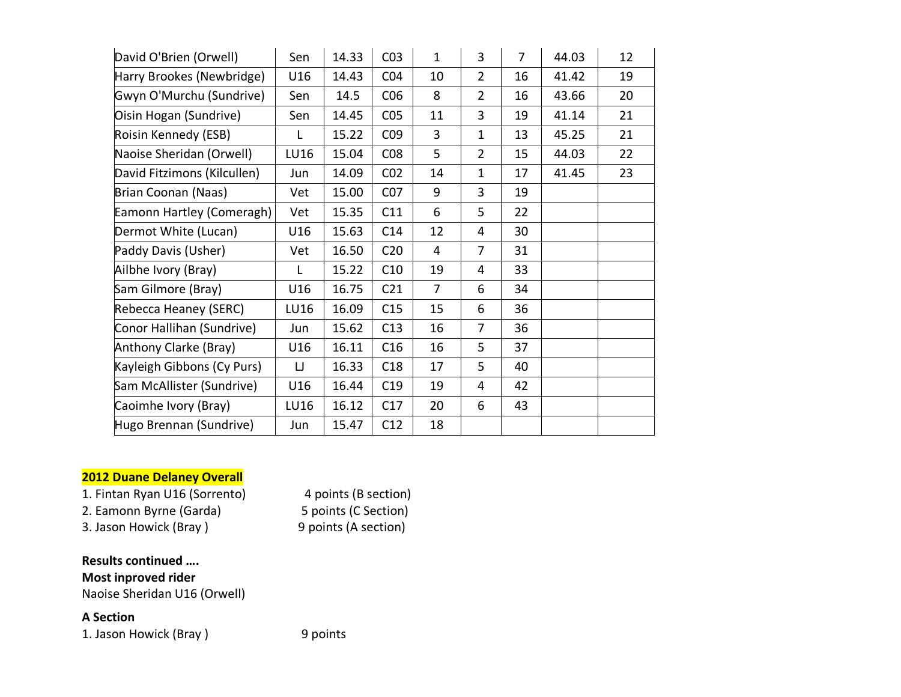| | | | | | | | | |
|---|---|---|---|---|---|---|---|---|
| David O'Brien (Orwell) | Sen | 14.33 | C03 | 1 | 3 | 7 | 44.03 | 12 |
| Harry Brookes (Newbridge) | U16 | 14.43 | C04 | 10 | 2 | 16 | 41.42 | 19 |
| Gwyn O'Murchu (Sundrive) | Sen | 14.5 | C06 | 8 | 2 | 16 | 43.66 | 20 |
| Oisin Hogan (Sundrive) | Sen | 14.45 | C05 | 11 | 3 | 19 | 41.14 | 21 |
| Roisin Kennedy (ESB) | L | 15.22 | C09 | 3 | 1 | 13 | 45.25 | 21 |
| Naoise Sheridan (Orwell) | LU16 | 15.04 | C08 | 5 | 2 | 15 | 44.03 | 22 |
| David Fitzimons (Kilcullen) | Jun | 14.09 | C02 | 14 | 1 | 17 | 41.45 | 23 |
| Brian Coonan (Naas) | Vet | 15.00 | C07 | 9 | 3 | 19 | | |
| Eamonn Hartley (Comeragh) | Vet | 15.35 | C11 | 6 | 5 | 22 | | |
| Dermot White (Lucan) | U16 | 15.63 | C14 | 12 | 4 | 30 | | |
| Paddy Davis (Usher) | Vet | 16.50 | C20 | 4 | 7 | 31 | | |
| Ailbhe Ivory (Bray) | L | 15.22 | C10 | 19 | 4 | 33 | | |
| Sam Gilmore (Bray) | U16 | 16.75 | C21 | 7 | 6 | 34 | | |
| Rebecca Heaney (SERC) | LU16 | 16.09 | C15 | 15 | 6 | 36 | | |
| Conor Hallihan (Sundrive) | Jun | 15.62 | C13 | 16 | 7 | 36 | | |
| Anthony Clarke (Bray) | U16 | 16.11 | C16 | 16 | 5 | 37 | | |
| Kayleigh Gibbons (Cy Purs) | LJ | 16.33 | C18 | 17 | 5 | 40 | | |
| Sam McAllister (Sundrive) | U16 | 16.44 | C19 | 19 | 4 | 42 | | |
| Caoimhe Ivory (Bray) | LU16 | 16.12 | C17 | 20 | 6 | 43 | | |
| Hugo Brennan (Sundrive) | Jun | 15.47 | C12 | 18 | | | | |

**2012 Duane Delaney Overall**

1. Fintan Ryan U16 (Sorrento) 4 points (B section)
2. Eamonn Byrne (Garda) 5 points (C Section)
3. Jason Howick (Bray ) 9 points (A section)

**Results continued ….**

**Most inproved rider**

Naoise Sheridan U16 (Orwell)

**A Section**

1. Jason Howick (Bray ) 9 points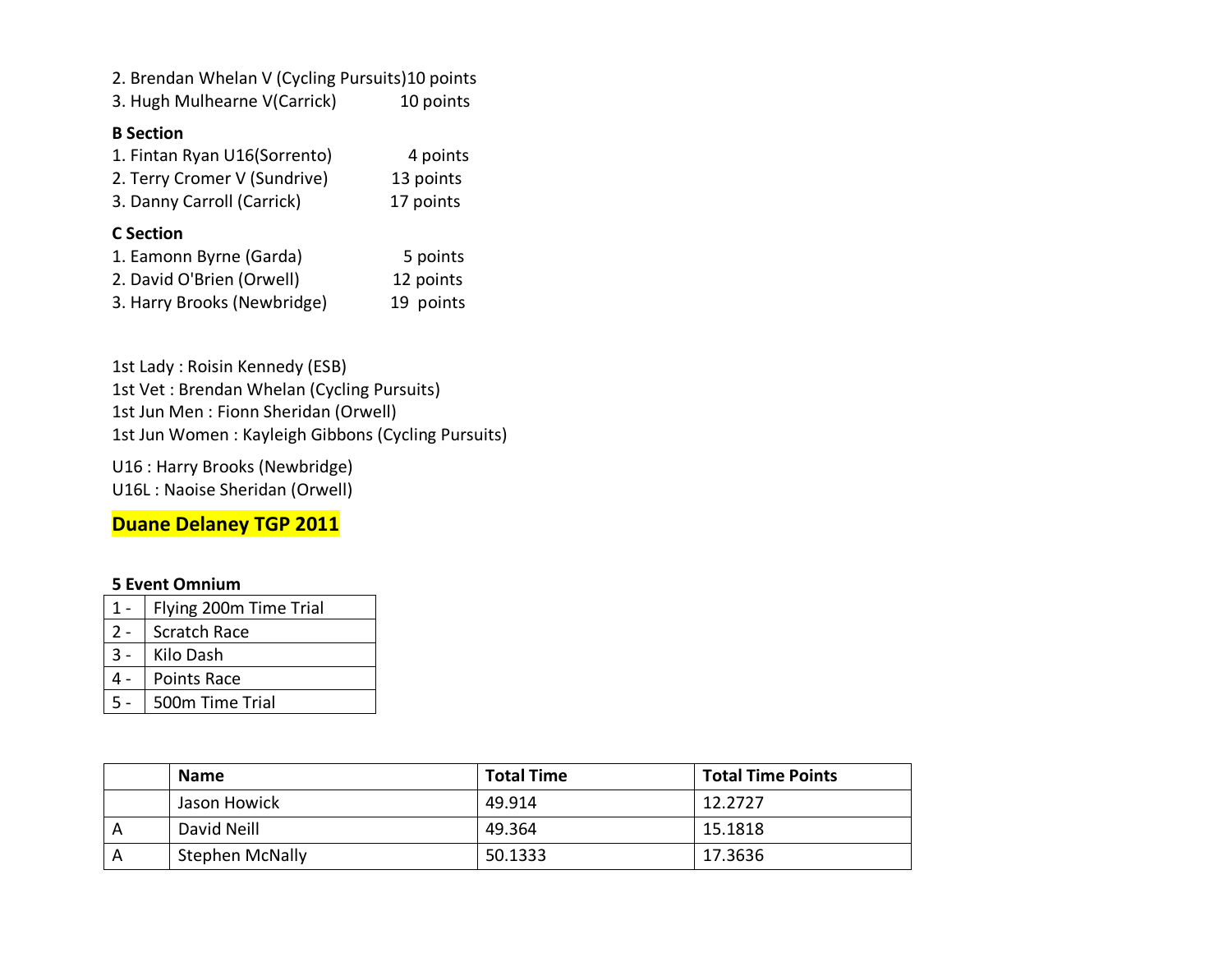2. Brendan Whelan V (Cycling Pursuits)10 points
3. Hugh Mulhearne V(Carrick) 10 points

**B Section**

1. Fintan Ryan U16(Sorrento) 4 points
2. Terry Cromer V (Sundrive) 13 points
3. Danny Carroll (Carrick) 17 points

**C Section**

1. Eamonn Byrne (Garda) 5 points
2. David O'Brien (Orwell) 12 points
3. Harry Brooks (Newbridge) 19 points

1st Lady : Roisin Kennedy (ESB)
1st Vet : Brendan Whelan (Cycling Pursuits)
1st Jun Men : Fionn Sheridan (Orwell)
1st Jun Women : Kayleigh Gibbons (Cycling Pursuits)

U16 : Harry Brooks (Newbridge)
U16L : Naoise Sheridan (Orwell)

## Duane Delaney TGP 2011

**5 Event Omnium**

| | |
|---|---|
| 1 - | Flying 200m Time Trial |
| 2 - | Scratch Race |
| 3 - | Kilo Dash |
| 4 - | Points Race |
| 5 - | 500m Time Trial |

| | Name | Total Time | Total Time Points |
|---|---|---|---|
| | Jason Howick | 49.914 | 12.2727 |
| A | David Neill | 49.364 | 15.1818 |
| A | Stephen McNally | 50.1333 | 17.3636 |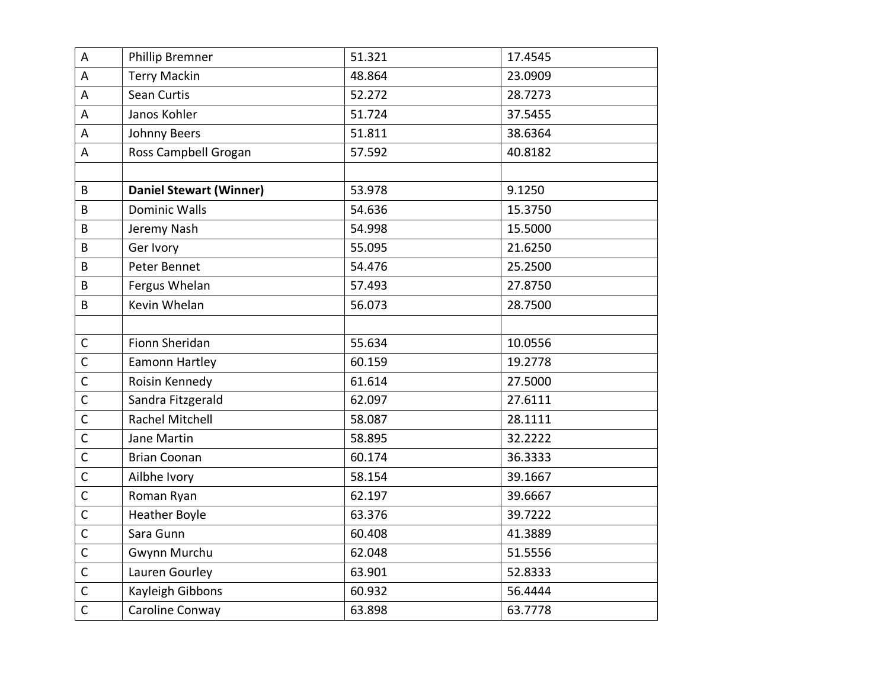| | | | |
|---|---|---|---|
| A | Phillip Bremner | 51.321 | 17.4545 |
| A | Terry Mackin | 48.864 | 23.0909 |
| A | Sean Curtis | 52.272 | 28.7273 |
| A | Janos Kohler | 51.724 | 37.5455 |
| A | Johnny Beers | 51.811 | 38.6364 |
| A | Ross Campbell Grogan | 57.592 | 40.8182 |
| | | | |
| B | **Daniel Stewart (Winner)** | 53.978 | 9.1250 |
| B | Dominic Walls | 54.636 | 15.3750 |
| B | Jeremy Nash | 54.998 | 15.5000 |
| B | Ger Ivory | 55.095 | 21.6250 |
| B | Peter Bennet | 54.476 | 25.2500 |
| B | Fergus Whelan | 57.493 | 27.8750 |
| B | Kevin Whelan | 56.073 | 28.7500 |
| | | | |
| C | Fionn Sheridan | 55.634 | 10.0556 |
| C | Eamonn Hartley | 60.159 | 19.2778 |
| C | Roisin Kennedy | 61.614 | 27.5000 |
| C | Sandra Fitzgerald | 62.097 | 27.6111 |
| C | Rachel Mitchell | 58.087 | 28.1111 |
| C | Jane Martin | 58.895 | 32.2222 |
| C | Brian Coonan | 60.174 | 36.3333 |
| C | Ailbhe Ivory | 58.154 | 39.1667 |
| C | Roman Ryan | 62.197 | 39.6667 |
| C | Heather Boyle | 63.376 | 39.7222 |
| C | Sara Gunn | 60.408 | 41.3889 |
| C | Gwynn Murchu | 62.048 | 51.5556 |
| C | Lauren Gourley | 63.901 | 52.8333 |
| C | Kayleigh Gibbons | 60.932 | 56.4444 |
| C | Caroline Conway | 63.898 | 63.7778 |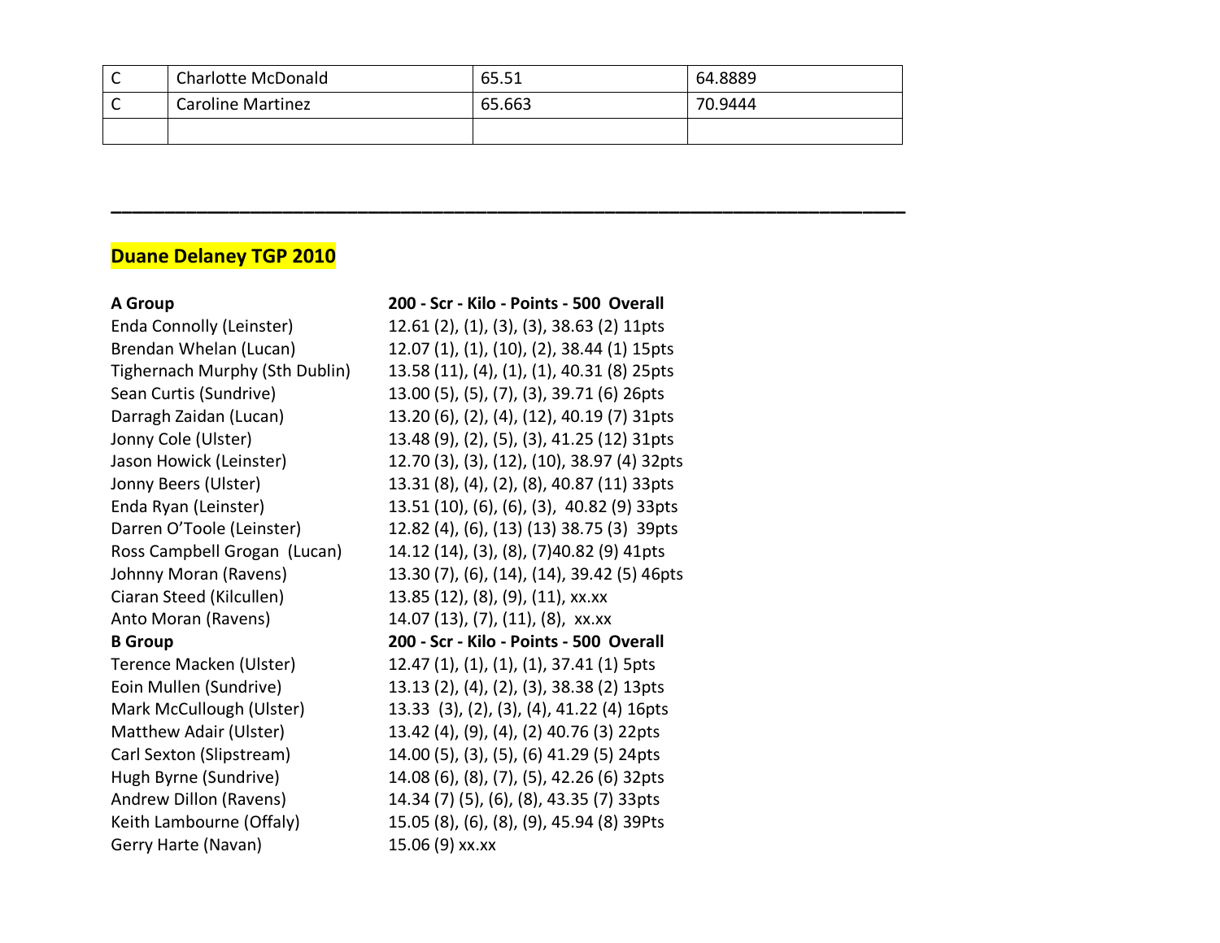| C | Charlotte McDonald | 65.51 | 64.8889 |
|---|---|---|---|
| C | Caroline Martinez | 65.663 | 70.9444 |
| | | | |

---

**Duane Delaney TGP 2010**

| **A Group** | **200 - Scr - Kilo - Points - 500 Overall** |
|---|---|
| Enda Connolly (Leinster) | 12.61 (2), (1), (3), (3), 38.63 (2) 11pts |
| Brendan Whelan (Lucan) | 12.07 (1), (1), (10), (2), 38.44 (1) 15pts |
| Tighernach Murphy (Sth Dublin) | 13.58 (11), (4), (1), (1), 40.31 (8) 25pts |
| Sean Curtis (Sundrive) | 13.00 (5), (5), (7), (3), 39.71 (6) 26pts |
| Darragh Zaidan (Lucan) | 13.20 (6), (2), (4), (12), 40.19 (7) 31pts |
| Jonny Cole (Ulster) | 13.48 (9), (2), (5), (3), 41.25 (12) 31pts |
| Jason Howick (Leinster) | 12.70 (3), (3), (12), (10), 38.97 (4) 32pts |
| Jonny Beers (Ulster) | 13.31 (8), (4), (2), (8), 40.87 (11) 33pts |
| Enda Ryan (Leinster) | 13.51 (10), (6), (6), (3), 40.82 (9) 33pts |
| Darren O'Toole (Leinster) | 12.82 (4), (6), (13) (13) 38.75 (3) 39pts |
| Ross Campbell Grogan (Lucan) | 14.12 (14), (3), (8), (7)40.82 (9) 41pts |
| Johnny Moran (Ravens) | 13.30 (7), (6), (14), (14), 39.42 (5) 46pts |
| Ciaran Steed (Kilcullen) | 13.85 (12), (8), (9), (11), xx.xx |
| Anto Moran (Ravens) | 14.07 (13), (7), (11), (8), xx.xx |
| **B Group** | **200 - Scr - Kilo - Points - 500 Overall** |
| Terence Macken (Ulster) | 12.47 (1), (1), (1), (1), 37.41 (1) 5pts |
| Eoin Mullen (Sundrive) | 13.13 (2), (4), (2), (3), 38.38 (2) 13pts |
| Mark McCullough (Ulster) | 13.33 (3), (2), (3), (4), 41.22 (4) 16pts |
| Matthew Adair (Ulster) | 13.42 (4), (9), (4), (2) 40.76 (3) 22pts |
| Carl Sexton (Slipstream) | 14.00 (5), (3), (5), (6) 41.29 (5) 24pts |
| Hugh Byrne (Sundrive) | 14.08 (6), (8), (7), (5), 42.26 (6) 32pts |
| Andrew Dillon (Ravens) | 14.34 (7) (5), (6), (8), 43.35 (7) 33pts |
| Keith Lambourne (Offaly) | 15.05 (8), (6), (8), (9), 45.94 (8) 39Pts |
| Gerry Harte (Navan) | 15.06 (9) xx.xx |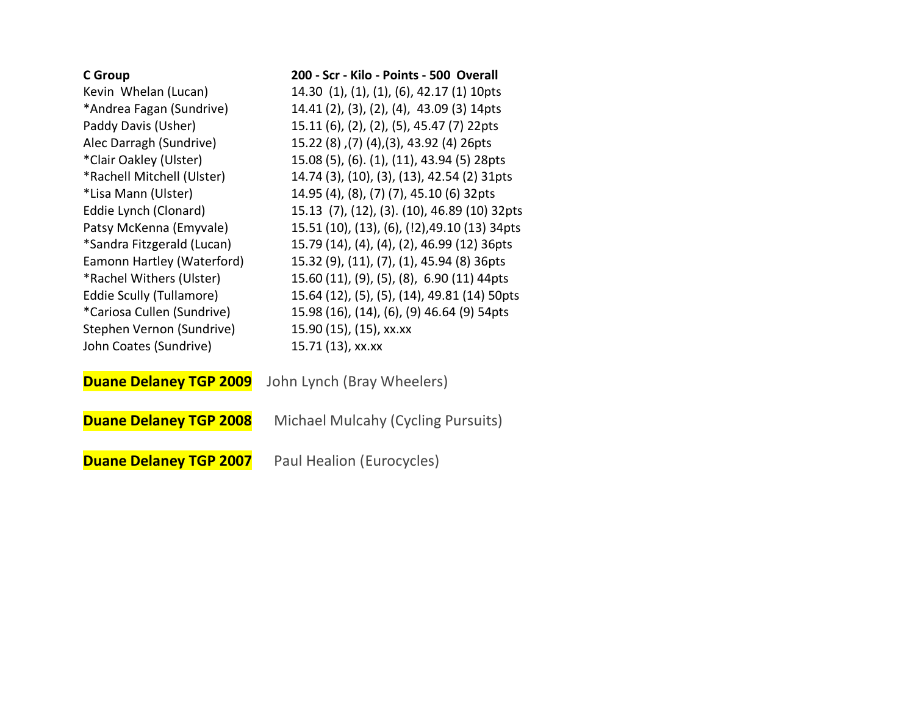| C Group | 200 - Scr - Kilo - Points - 500 Overall |
|---|---|
| Kevin Whelan (Lucan) | 14.30 (1), (1), (1), (6), 42.17 (1) 10pts |
| *Andrea Fagan (Sundrive) | 14.41 (2), (3), (2), (4), 43.09 (3) 14pts |
| Paddy Davis (Usher) | 15.11 (6), (2), (2), (5), 45.47 (7) 22pts |
| Alec Darragh (Sundrive) | 15.22 (8) ,(7) (4),(3), 43.92 (4) 26pts |
| *Clair Oakley (Ulster) | 15.08 (5), (6). (1), (11), 43.94 (5) 28pts |
| *Rachell Mitchell (Ulster) | 14.74 (3), (10), (3), (13), 42.54 (2) 31pts |
| *Lisa Mann (Ulster) | 14.95 (4), (8), (7) (7), 45.10 (6) 32pts |
| Eddie Lynch (Clonard) | 15.13 (7), (12), (3). (10), 46.89 (10) 32pts |
| Patsy McKenna (Emyvale) | 15.51 (10), (13), (6), (!2),49.10 (13) 34pts |
| *Sandra Fitzgerald (Lucan) | 15.79 (14), (4), (4), (2), 46.99 (12) 36pts |
| Eamonn Hartley (Waterford) | 15.32 (9), (11), (7), (1), 45.94 (8) 36pts |
| *Rachel Withers (Ulster) | 15.60 (11), (9), (5), (8), 6.90 (11) 44pts |
| Eddie Scully (Tullamore) | 15.64 (12), (5), (5), (14), 49.81 (14) 50pts |
| *Cariosa Cullen (Sundrive) | 15.98 (16), (14), (6), (9) 46.64 (9) 54pts |
| Stephen Vernon (Sundrive) | 15.90 (15), (15), xx.xx |
| John Coates (Sundrive) | 15.71 (13), xx.xx |

**Duane Delaney TGP 2009** John Lynch (Bray Wheelers)

**Duane Delaney TGP 2008** Michael Mulcahy (Cycling Pursuits)

**Duane Delaney TGP 2007** Paul Healion (Eurocycles)